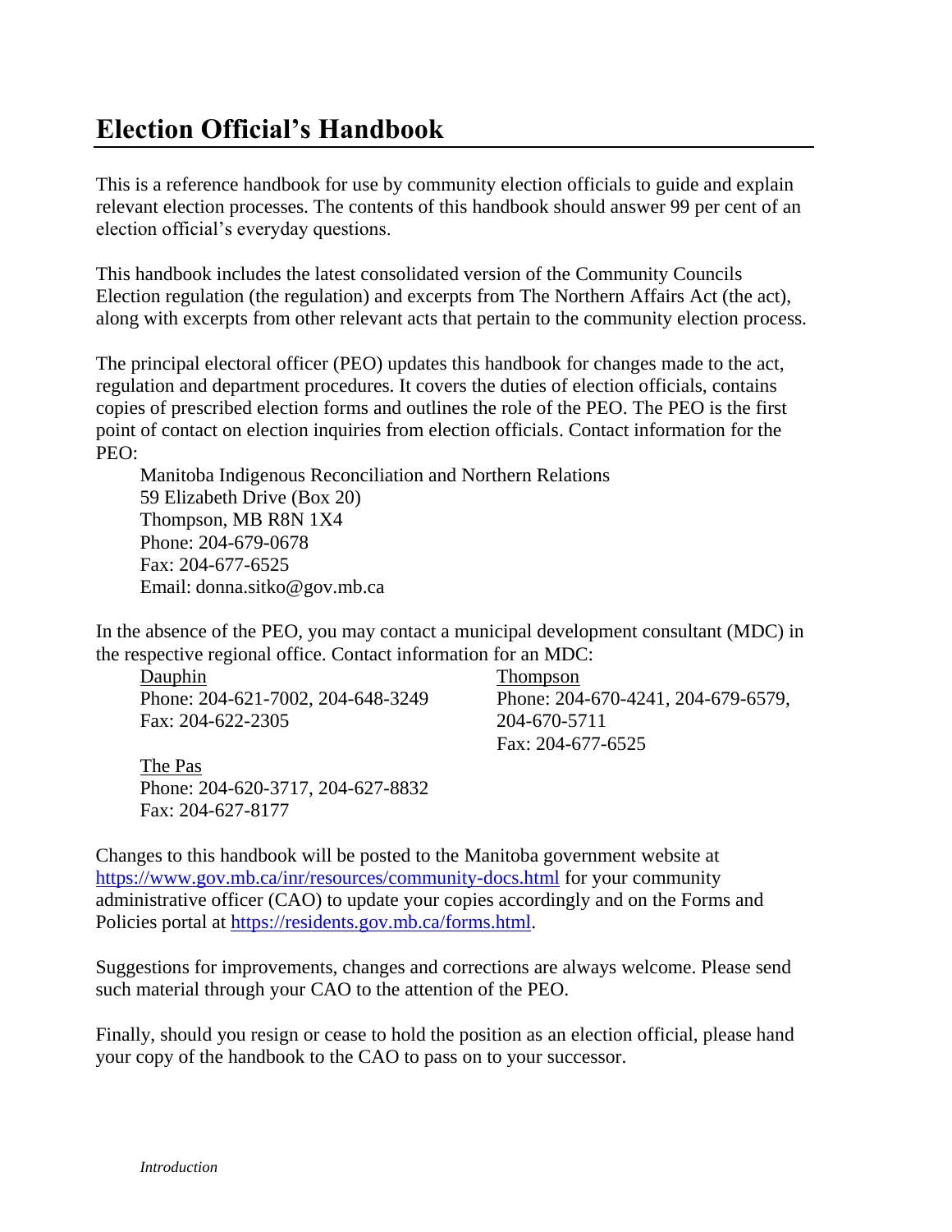# Election Official's Handbook

This is a reference handbook for use by community election officials to guide and explain relevant election processes. The contents of this handbook should answer 99 per cent of an election official's everyday questions.

This handbook includes the latest consolidated version of the Community Councils Election regulation (the regulation) and excerpts from The Northern Affairs Act (the act), along with excerpts from other relevant acts that pertain to the community election process.

The principal electoral officer (PEO) updates this handbook for changes made to the act, regulation and department procedures. It covers the duties of election officials, contains copies of prescribed election forms and outlines the role of the PEO. The PEO is the first point of contact on election inquiries from election officials. Contact information for the PEO:

Manitoba Indigenous Reconciliation and Northern Relations
59 Elizabeth Drive (Box 20)
Thompson, MB R8N 1X4
Phone: 204-679-0678
Fax: 204-677-6525
Email: donna.sitko@gov.mb.ca

In the absence of the PEO, you may contact a municipal development consultant (MDC) in the respective regional office. Contact information for an MDC:

Dauphin
Phone: 204-621-7002, 204-648-3249
Fax: 204-622-2305

Thompson
Phone: 204-670-4241, 204-679-6579, 204-670-5711
Fax: 204-677-6525

The Pas
Phone: 204-620-3717, 204-627-8832
Fax: 204-627-8177

Changes to this handbook will be posted to the Manitoba government website at https://www.gov.mb.ca/inr/resources/community-docs.html for your community administrative officer (CAO) to update your copies accordingly and on the Forms and Policies portal at https://residents.gov.mb.ca/forms.html.

Suggestions for improvements, changes and corrections are always welcome. Please send such material through your CAO to the attention of the PEO.

Finally, should you resign or cease to hold the position as an election official, please hand your copy of the handbook to the CAO to pass on to your successor.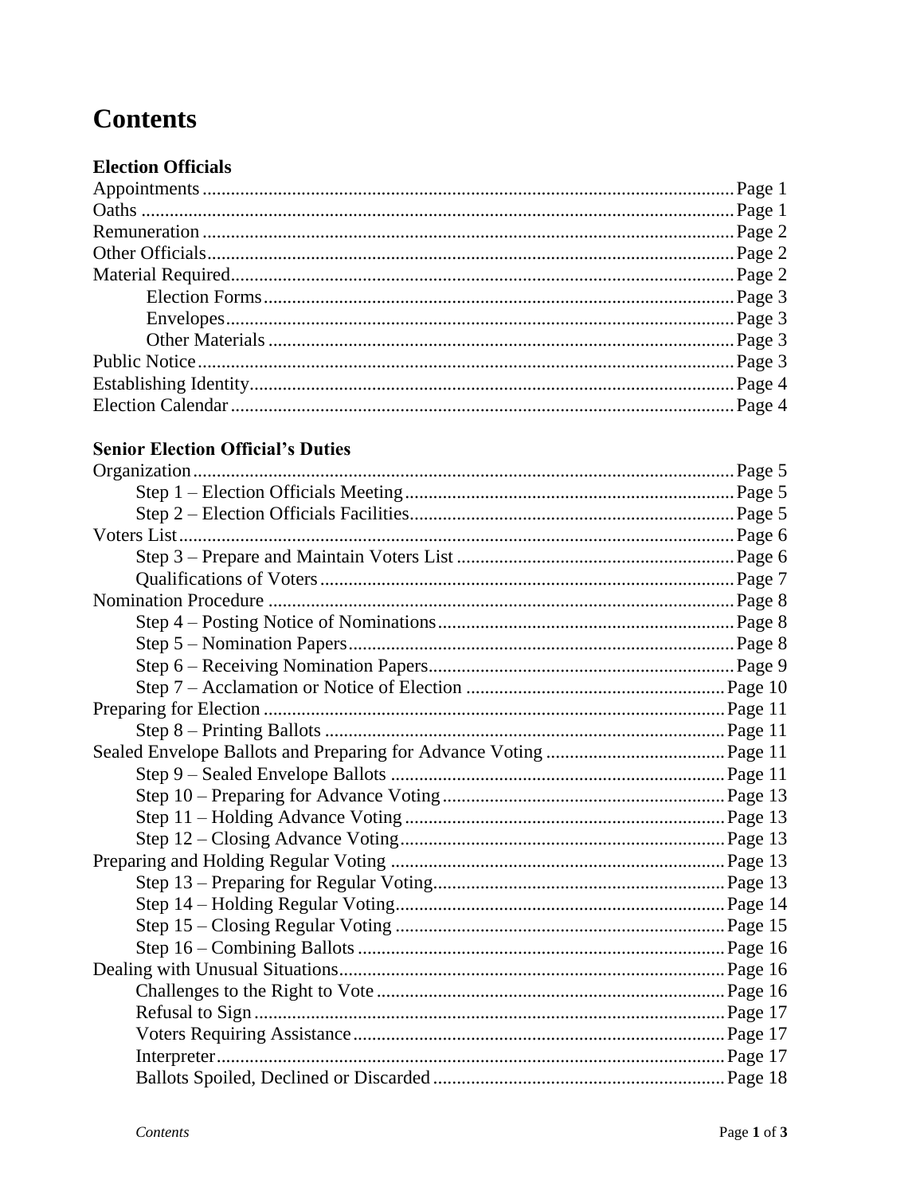# Contents

**Election Officials**

| | |
|---|---|
| Appointments | Page 1 |
| Oaths | Page 1 |
| Remuneration | Page 2 |
| Other Officials | Page 2 |
| Material Required | Page 2 |
| Election Forms | Page 3 |
| Envelopes | Page 3 |
| Other Materials | Page 3 |
| Public Notice | Page 3 |
| Establishing Identity | Page 4 |
| Election Calendar | Page 4 |

**Senior Election Official's Duties**

| | |
|---|---|
| Organization | Page 5 |
| Step 1 – Election Officials Meeting | Page 5 |
| Step 2 – Election Officials Facilities | Page 5 |
| Voters List | Page 6 |
| Step 3 – Prepare and Maintain Voters List | Page 6 |
| Qualifications of Voters | Page 7 |
| Nomination Procedure | Page 8 |
| Step 4 – Posting Notice of Nominations | Page 8 |
| Step 5 – Nomination Papers | Page 8 |
| Step 6 – Receiving Nomination Papers | Page 9 |
| Step 7 – Acclamation or Notice of Election | Page 10 |
| Preparing for Election | Page 11 |
| Step 8 – Printing Ballots | Page 11 |
| Sealed Envelope Ballots and Preparing for Advance Voting | Page 11 |
| Step 9 – Sealed Envelope Ballots | Page 11 |
| Step 10 – Preparing for Advance Voting | Page 13 |
| Step 11 – Holding Advance Voting | Page 13 |
| Step 12 – Closing Advance Voting | Page 13 |
| Preparing and Holding Regular Voting | Page 13 |
| Step 13 – Preparing for Regular Voting | Page 13 |
| Step 14 – Holding Regular Voting | Page 14 |
| Step 15 – Closing Regular Voting | Page 15 |
| Step 16 – Combining Ballots | Page 16 |
| Dealing with Unusual Situations | Page 16 |
| Challenges to the Right to Vote | Page 16 |
| Refusal to Sign | Page 17 |
| Voters Requiring Assistance | Page 17 |
| Interpreter | Page 17 |
| Ballots Spoiled, Declined or Discarded | Page 18 |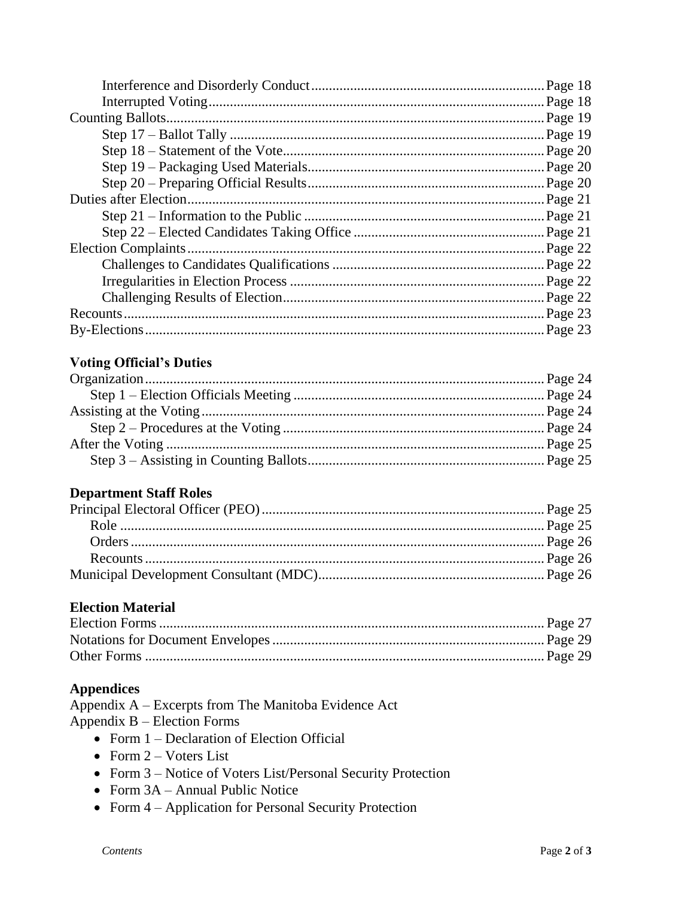Interference and Disorderly Conduct ........ Page 18
Interrupted Voting ........ Page 18
Counting Ballots ........ Page 19
Step 17 – Ballot Tally ........ Page 19
Step 18 – Statement of the Vote ........ Page 20
Step 19 – Packaging Used Materials ........ Page 20
Step 20 – Preparing Official Results ........ Page 20
Duties after Election ........ Page 21
Step 21 – Information to the Public ........ Page 21
Step 22 – Elected Candidates Taking Office ........ Page 21
Election Complaints ........ Page 22
Challenges to Candidates Qualifications ........ Page 22
Irregularities in Election Process ........ Page 22
Challenging Results of Election ........ Page 22
Recounts ........ Page 23
By-Elections ........ Page 23

**Voting Official's Duties**

Organization ........ Page 24
Step 1 – Election Officials Meeting ........ Page 24
Assisting at the Voting ........ Page 24
Step 2 – Procedures at the Voting ........ Page 24
After the Voting ........ Page 25
Step 3 – Assisting in Counting Ballots ........ Page 25

**Department Staff Roles**

Principal Electoral Officer (PEO) ........ Page 25
Role ........ Page 25
Orders ........ Page 26
Recounts ........ Page 26
Municipal Development Consultant (MDC) ........ Page 26

**Election Material**

Election Forms ........ Page 27
Notations for Document Envelopes ........ Page 29
Other Forms ........ Page 29

**Appendices**

Appendix A – Excerpts from The Manitoba Evidence Act
Appendix B – Election Forms

- Form 1 – Declaration of Election Official
- Form 2 – Voters List
- Form 3 – Notice of Voters List/Personal Security Protection
- Form 3A – Annual Public Notice
- Form 4 – Application for Personal Security Protection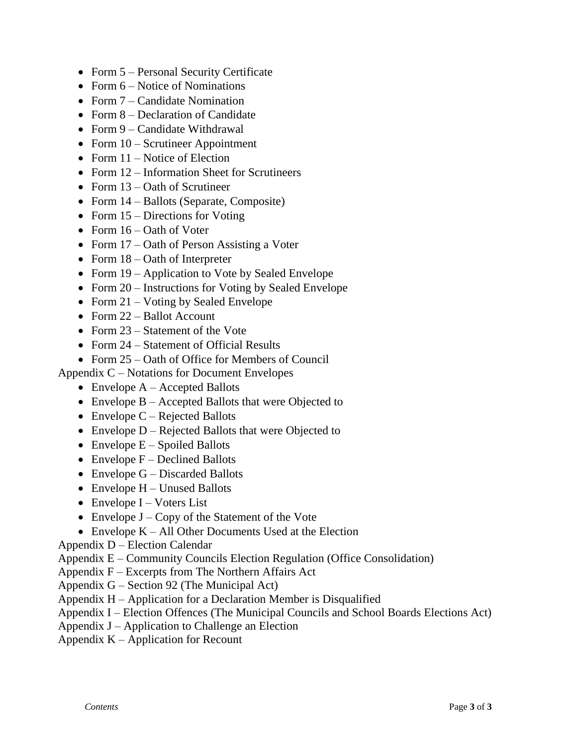- Form 5 – Personal Security Certificate
- Form 6 – Notice of Nominations
- Form 7 – Candidate Nomination
- Form 8 – Declaration of Candidate
- Form 9 – Candidate Withdrawal
- Form 10 – Scrutineer Appointment
- Form 11 – Notice of Election
- Form 12 – Information Sheet for Scrutineers
- Form 13 – Oath of Scrutineer
- Form 14 – Ballots (Separate, Composite)
- Form 15 – Directions for Voting
- Form 16 – Oath of Voter
- Form 17 – Oath of Person Assisting a Voter
- Form 18 – Oath of Interpreter
- Form 19 – Application to Vote by Sealed Envelope
- Form 20 – Instructions for Voting by Sealed Envelope
- Form 21 – Voting by Sealed Envelope
- Form 22 – Ballot Account
- Form 23 – Statement of the Vote
- Form 24 – Statement of Official Results
- Form 25 – Oath of Office for Members of Council

Appendix C – Notations for Document Envelopes

- Envelope A – Accepted Ballots
- Envelope B – Accepted Ballots that were Objected to
- Envelope C – Rejected Ballots
- Envelope D – Rejected Ballots that were Objected to
- Envelope E – Spoiled Ballots
- Envelope F – Declined Ballots
- Envelope G – Discarded Ballots
- Envelope H – Unused Ballots
- Envelope I – Voters List
- Envelope J – Copy of the Statement of the Vote
- Envelope K – All Other Documents Used at the Election

Appendix D – Election Calendar

Appendix E – Community Councils Election Regulation (Office Consolidation)

Appendix F – Excerpts from The Northern Affairs Act

Appendix G – Section 92 (The Municipal Act)

Appendix H – Application for a Declaration Member is Disqualified

Appendix I – Election Offences (The Municipal Councils and School Boards Elections Act)

Appendix J – Application to Challenge an Election

Appendix K – Application for Recount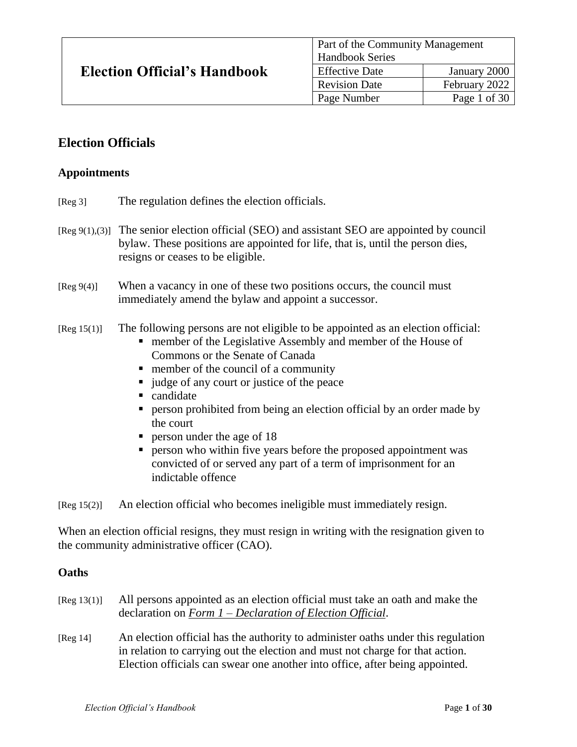| Election Official's Handbook | Part of the Community Management Handbook Series | |
|---|---|---|
| | Effective Date | January 2000 |
| | Revision Date | February 2022 |
| | Page Number | Page 1 of 30 |

## Election Officials

### Appointments

[Reg 3] The regulation defines the election officials.

[Reg 9(1),(3)] The senior election official (SEO) and assistant SEO are appointed by council bylaw. These positions are appointed for life, that is, until the person dies, resigns or ceases to be eligible.

[Reg 9(4)] When a vacancy in one of these two positions occurs, the council must immediately amend the bylaw and appoint a successor.

[Reg 15(1)] The following persons are not eligible to be appointed as an election official:

- member of the Legislative Assembly and member of the House of Commons or the Senate of Canada
- member of the council of a community
- judge of any court or justice of the peace
- candidate
- person prohibited from being an election official by an order made by the court
- person under the age of 18
- person who within five years before the proposed appointment was convicted of or served any part of a term of imprisonment for an indictable offence

[Reg 15(2)] An election official who becomes ineligible must immediately resign.

When an election official resigns, they must resign in writing with the resignation given to the community administrative officer (CAO).

### Oaths

[Reg 13(1)] All persons appointed as an election official must take an oath and make the declaration on ***Form 1 – Declaration of Election Official***.

[Reg 14] An election official has the authority to administer oaths under this regulation in relation to carrying out the election and must not charge for that action. Election officials can swear one another into office, after being appointed.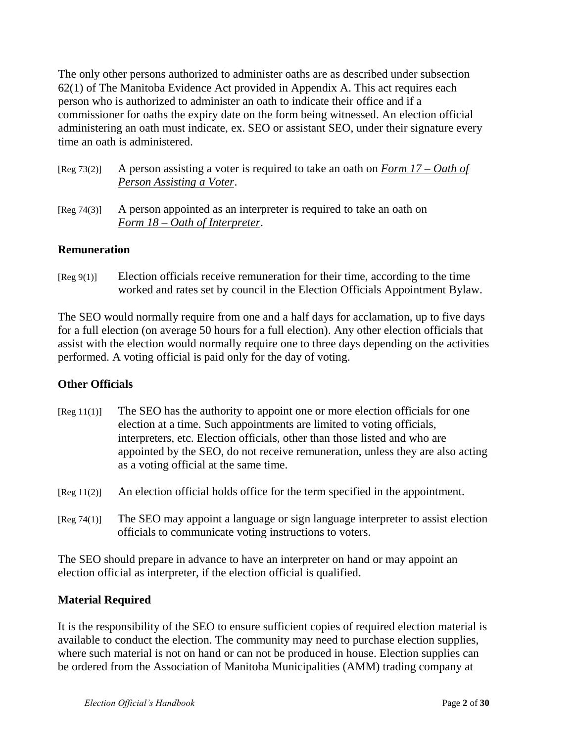The only other persons authorized to administer oaths are as described under subsection 62(1) of The Manitoba Evidence Act provided in Appendix A. This act requires each person who is authorized to administer an oath to indicate their office and if a commissioner for oaths the expiry date on the form being witnessed. An election official administering an oath must indicate, ex. SEO or assistant SEO, under their signature every time an oath is administered.

[Reg 73(2)] A person assisting a voter is required to take an oath on *Form 17 – Oath of Person Assisting a Voter*.

[Reg 74(3)] A person appointed as an interpreter is required to take an oath on *Form 18 – Oath of Interpreter*.

**Remuneration**

[Reg 9(1)] Election officials receive remuneration for their time, according to the time worked and rates set by council in the Election Officials Appointment Bylaw.

The SEO would normally require from one and a half days for acclamation, up to five days for a full election (on average 50 hours for a full election). Any other election officials that assist with the election would normally require one to three days depending on the activities performed. A voting official is paid only for the day of voting.

**Other Officials**

[Reg 11(1)] The SEO has the authority to appoint one or more election officials for one election at a time. Such appointments are limited to voting officials, interpreters, etc. Election officials, other than those listed and who are appointed by the SEO, do not receive remuneration, unless they are also acting as a voting official at the same time.

[Reg 11(2)] An election official holds office for the term specified in the appointment.

[Reg 74(1)] The SEO may appoint a language or sign language interpreter to assist election officials to communicate voting instructions to voters.

The SEO should prepare in advance to have an interpreter on hand or may appoint an election official as interpreter, if the election official is qualified.

**Material Required**

It is the responsibility of the SEO to ensure sufficient copies of required election material is available to conduct the election. The community may need to purchase election supplies, where such material is not on hand or can not be produced in house. Election supplies can be ordered from the Association of Manitoba Municipalities (AMM) trading company at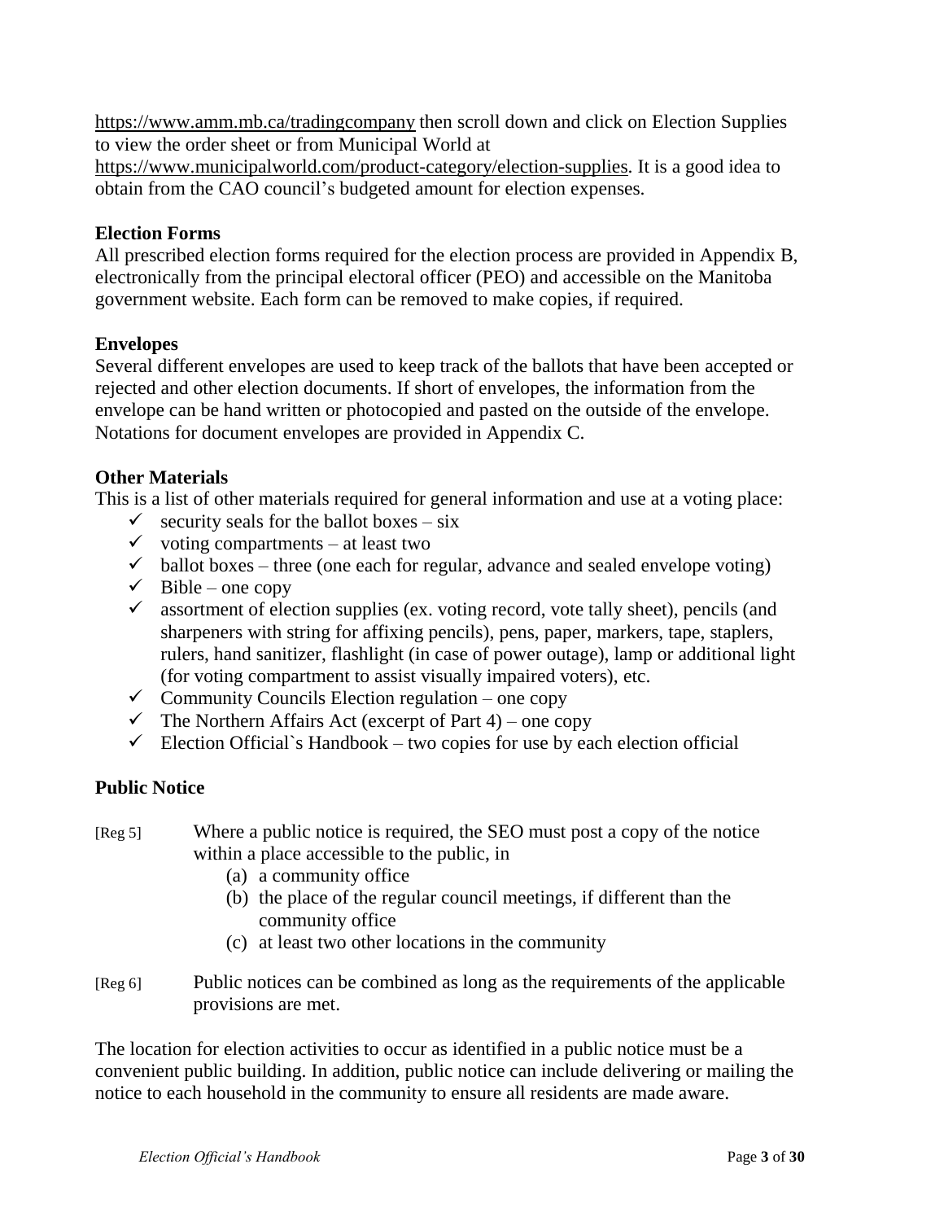https://www.amm.mb.ca/tradingcompany then scroll down and click on Election Supplies to view the order sheet or from Municipal World at https://www.municipalworld.com/product-category/election-supplies. It is a good idea to obtain from the CAO council's budgeted amount for election expenses.

**Election Forms**

All prescribed election forms required for the election process are provided in Appendix B, electronically from the principal electoral officer (PEO) and accessible on the Manitoba government website. Each form can be removed to make copies, if required.

**Envelopes**

Several different envelopes are used to keep track of the ballots that have been accepted or rejected and other election documents. If short of envelopes, the information from the envelope can be hand written or photocopied and pasted on the outside of the envelope. Notations for document envelopes are provided in Appendix C.

**Other Materials**

This is a list of other materials required for general information and use at a voting place:

- ✓ security seals for the ballot boxes – six
- ✓ voting compartments – at least two
- ✓ ballot boxes – three (one each for regular, advance and sealed envelope voting)
- ✓ Bible – one copy
- ✓ assortment of election supplies (ex. voting record, vote tally sheet), pencils (and sharpeners with string for affixing pencils), pens, paper, markers, tape, staplers, rulers, hand sanitizer, flashlight (in case of power outage), lamp or additional light (for voting compartment to assist visually impaired voters), etc.
- ✓ Community Councils Election regulation – one copy
- ✓ The Northern Affairs Act (excerpt of Part 4) – one copy
- ✓ Election Official`s Handbook – two copies for use by each election official

**Public Notice**

[Reg 5] Where a public notice is required, the SEO must post a copy of the notice within a place accessible to the public, in

(a) a community office
(b) the place of the regular council meetings, if different than the community office
(c) at least two other locations in the community

[Reg 6] Public notices can be combined as long as the requirements of the applicable provisions are met.

The location for election activities to occur as identified in a public notice must be a convenient public building. In addition, public notice can include delivering or mailing the notice to each household in the community to ensure all residents are made aware.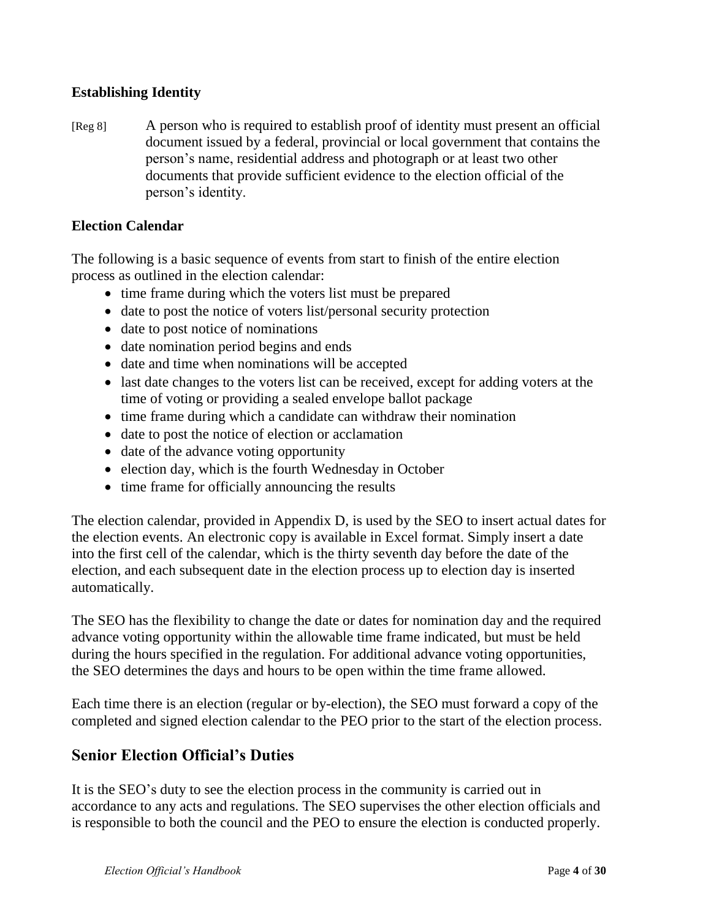### Establishing Identity

[Reg 8] A person who is required to establish proof of identity must present an official document issued by a federal, provincial or local government that contains the person's name, residential address and photograph or at least two other documents that provide sufficient evidence to the election official of the person's identity.

### Election Calendar

The following is a basic sequence of events from start to finish of the entire election process as outlined in the election calendar:

- time frame during which the voters list must be prepared
- date to post the notice of voters list/personal security protection
- date to post notice of nominations
- date nomination period begins and ends
- date and time when nominations will be accepted
- last date changes to the voters list can be received, except for adding voters at the time of voting or providing a sealed envelope ballot package
- time frame during which a candidate can withdraw their nomination
- date to post the notice of election or acclamation
- date of the advance voting opportunity
- election day, which is the fourth Wednesday in October
- time frame for officially announcing the results

The election calendar, provided in Appendix D, is used by the SEO to insert actual dates for the election events. An electronic copy is available in Excel format. Simply insert a date into the first cell of the calendar, which is the thirty seventh day before the date of the election, and each subsequent date in the election process up to election day is inserted automatically.

The SEO has the flexibility to change the date or dates for nomination day and the required advance voting opportunity within the allowable time frame indicated, but must be held during the hours specified in the regulation. For additional advance voting opportunities, the SEO determines the days and hours to be open within the time frame allowed.

Each time there is an election (regular or by-election), the SEO must forward a copy of the completed and signed election calendar to the PEO prior to the start of the election process.

## Senior Election Official's Duties

It is the SEO's duty to see the election process in the community is carried out in accordance to any acts and regulations. The SEO supervises the other election officials and is responsible to both the council and the PEO to ensure the election is conducted properly.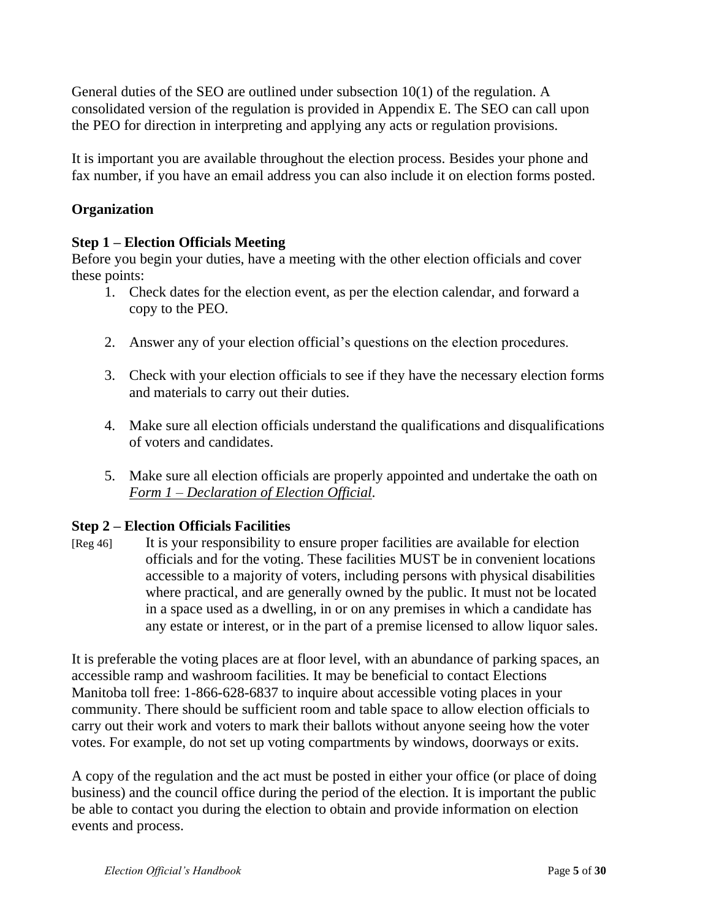General duties of the SEO are outlined under subsection 10(1) of the regulation. A consolidated version of the regulation is provided in Appendix E. The SEO can call upon the PEO for direction in interpreting and applying any acts or regulation provisions.

It is important you are available throughout the election process. Besides your phone and fax number, if you have an email address you can also include it on election forms posted.

**Organization**

**Step 1 – Election Officials Meeting**

Before you begin your duties, have a meeting with the other election officials and cover these points:

1. Check dates for the election event, as per the election calendar, and forward a copy to the PEO.
2. Answer any of your election official's questions on the election procedures.
3. Check with your election officials to see if they have the necessary election forms and materials to carry out their duties.
4. Make sure all election officials understand the qualifications and disqualifications of voters and candidates.
5. Make sure all election officials are properly appointed and undertake the oath on *Form 1 – Declaration of Election Official*.

**Step 2 – Election Officials Facilities**

[Reg 46] It is your responsibility to ensure proper facilities are available for election officials and for the voting. These facilities MUST be in convenient locations accessible to a majority of voters, including persons with physical disabilities where practical, and are generally owned by the public. It must not be located in a space used as a dwelling, in or on any premises in which a candidate has any estate or interest, or in the part of a premise licensed to allow liquor sales.

It is preferable the voting places are at floor level, with an abundance of parking spaces, an accessible ramp and washroom facilities. It may be beneficial to contact Elections Manitoba toll free: 1-866-628-6837 to inquire about accessible voting places in your community. There should be sufficient room and table space to allow election officials to carry out their work and voters to mark their ballots without anyone seeing how the voter votes. For example, do not set up voting compartments by windows, doorways or exits.

A copy of the regulation and the act must be posted in either your office (or place of doing business) and the council office during the period of the election. It is important the public be able to contact you during the election to obtain and provide information on election events and process.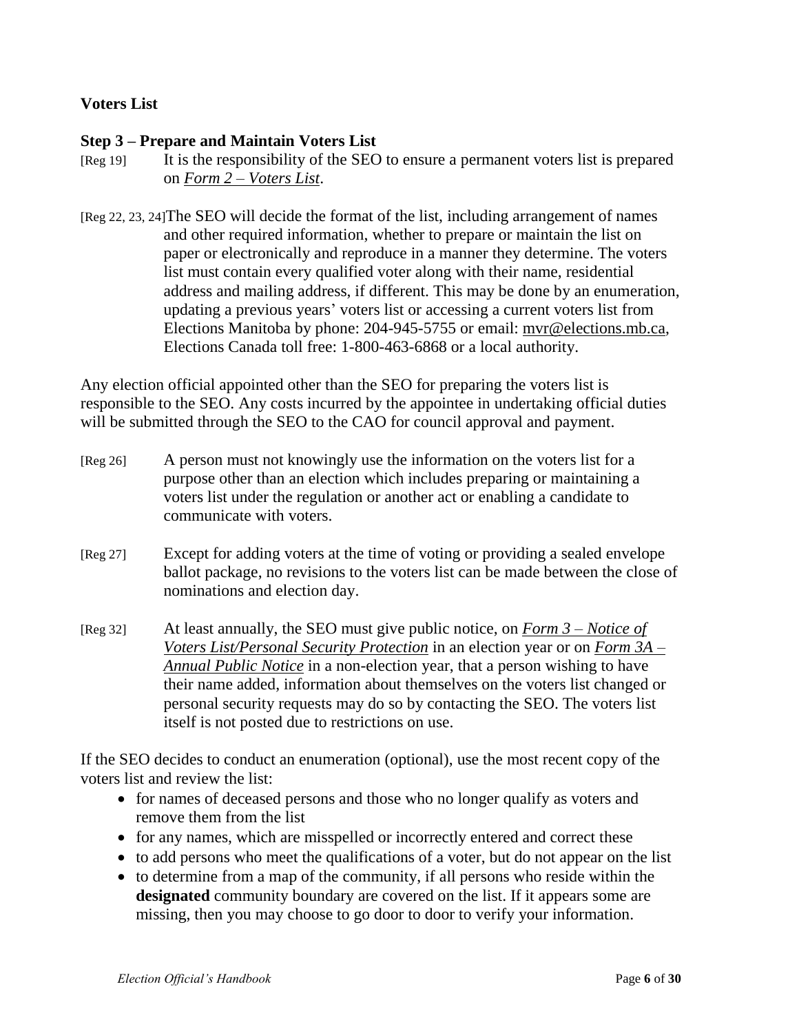## Voters List

### Step 3 – Prepare and Maintain Voters List

[Reg 19] It is the responsibility of the SEO to ensure a permanent voters list is prepared on ***Form 2 – Voters List***.

[Reg 22, 23, 24] The SEO will decide the format of the list, including arrangement of names and other required information, whether to prepare or maintain the list on paper or electronically and reproduce in a manner they determine. The voters list must contain every qualified voter along with their name, residential address and mailing address, if different. This may be done by an enumeration, updating a previous years' voters list or accessing a current voters list from Elections Manitoba by phone: 204-945-5755 or email: mvr@elections.mb.ca, Elections Canada toll free: 1-800-463-6868 or a local authority.

Any election official appointed other than the SEO for preparing the voters list is responsible to the SEO. Any costs incurred by the appointee in undertaking official duties will be submitted through the SEO to the CAO for council approval and payment.

[Reg 26] A person must not knowingly use the information on the voters list for a purpose other than an election which includes preparing or maintaining a voters list under the regulation or another act or enabling a candidate to communicate with voters.

[Reg 27] Except for adding voters at the time of voting or providing a sealed envelope ballot package, no revisions to the voters list can be made between the close of nominations and election day.

[Reg 32] At least annually, the SEO must give public notice, on ***Form 3 – Notice of Voters List/Personal Security Protection*** in an election year or on ***Form 3A – Annual Public Notice*** in a non-election year, that a person wishing to have their name added, information about themselves on the voters list changed or personal security requests may do so by contacting the SEO. The voters list itself is not posted due to restrictions on use.

If the SEO decides to conduct an enumeration (optional), use the most recent copy of the voters list and review the list:

- for names of deceased persons and those who no longer qualify as voters and remove them from the list
- for any names, which are misspelled or incorrectly entered and correct these
- to add persons who meet the qualifications of a voter, but do not appear on the list
- to determine from a map of the community, if all persons who reside within the **designated** community boundary are covered on the list. If it appears some are missing, then you may choose to go door to door to verify your information.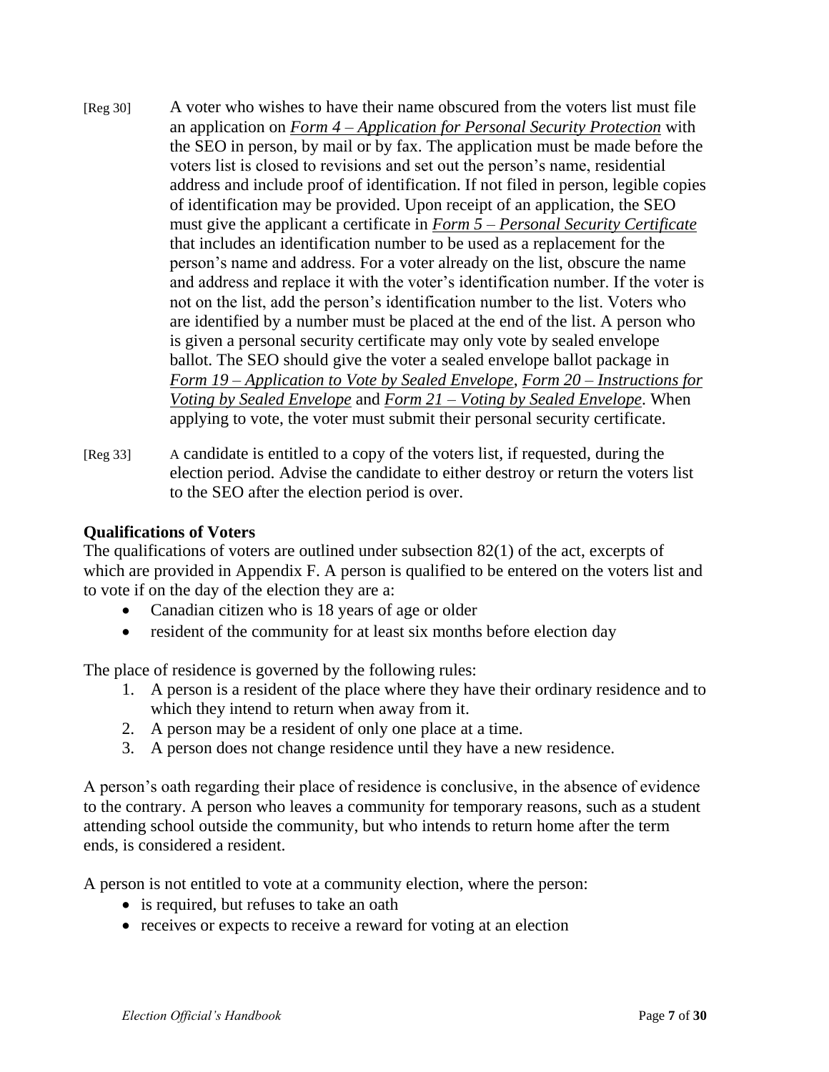[Reg 30] A voter who wishes to have their name obscured from the voters list must file an application on ***Form 4 – Application for Personal Security Protection*** with the SEO in person, by mail or by fax. The application must be made before the voters list is closed to revisions and set out the person's name, residential address and include proof of identification. If not filed in person, legible copies of identification may be provided. Upon receipt of an application, the SEO must give the applicant a certificate in ***Form 5 – Personal Security Certificate*** that includes an identification number to be used as a replacement for the person's name and address. For a voter already on the list, obscure the name and address and replace it with the voter's identification number. If the voter is not on the list, add the person's identification number to the list. Voters who are identified by a number must be placed at the end of the list. A person who is given a personal security certificate may only vote by sealed envelope ballot. The SEO should give the voter a sealed envelope ballot package in ***Form 19 – Application to Vote by Sealed Envelope***, ***Form 20 – Instructions for Voting by Sealed Envelope*** and ***Form 21 – Voting by Sealed Envelope***. When applying to vote, the voter must submit their personal security certificate.

[Reg 33] A candidate is entitled to a copy of the voters list, if requested, during the election period. Advise the candidate to either destroy or return the voters list to the SEO after the election period is over.

**Qualifications of Voters**

The qualifications of voters are outlined under subsection 82(1) of the act, excerpts of which are provided in Appendix F. A person is qualified to be entered on the voters list and to vote if on the day of the election they are a:

- Canadian citizen who is 18 years of age or older
- resident of the community for at least six months before election day

The place of residence is governed by the following rules:

1. A person is a resident of the place where they have their ordinary residence and to which they intend to return when away from it.
2. A person may be a resident of only one place at a time.
3. A person does not change residence until they have a new residence.

A person's oath regarding their place of residence is conclusive, in the absence of evidence to the contrary. A person who leaves a community for temporary reasons, such as a student attending school outside the community, but who intends to return home after the term ends, is considered a resident.

A person is not entitled to vote at a community election, where the person:

- is required, but refuses to take an oath
- receives or expects to receive a reward for voting at an election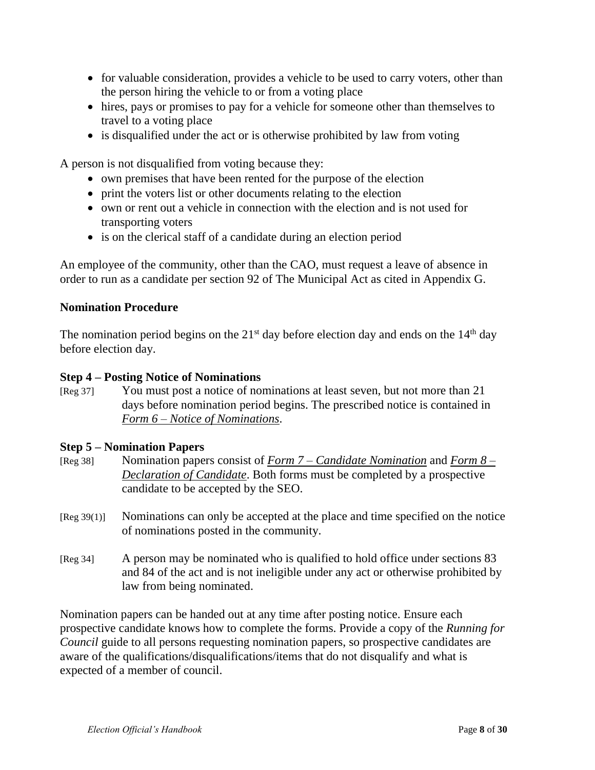- for valuable consideration, provides a vehicle to be used to carry voters, other than the person hiring the vehicle to or from a voting place
- hires, pays or promises to pay for a vehicle for someone other than themselves to travel to a voting place
- is disqualified under the act or is otherwise prohibited by law from voting

A person is not disqualified from voting because they:

- own premises that have been rented for the purpose of the election
- print the voters list or other documents relating to the election
- own or rent out a vehicle in connection with the election and is not used for transporting voters
- is on the clerical staff of a candidate during an election period

An employee of the community, other than the CAO, must request a leave of absence in order to run as a candidate per section 92 of The Municipal Act as cited in Appendix G.

**Nomination Procedure**

The nomination period begins on the 21st day before election day and ends on the 14th day before election day.

**Step 4 – Posting Notice of Nominations**

[Reg 37] You must post a notice of nominations at least seven, but not more than 21 days before nomination period begins. The prescribed notice is contained in *Form 6 – Notice of Nominations*.

**Step 5 – Nomination Papers**

[Reg 38] Nomination papers consist of *Form 7 – Candidate Nomination* and *Form 8 – Declaration of Candidate*. Both forms must be completed by a prospective candidate to be accepted by the SEO.

[Reg 39(1)] Nominations can only be accepted at the place and time specified on the notice of nominations posted in the community.

[Reg 34] A person may be nominated who is qualified to hold office under sections 83 and 84 of the act and is not ineligible under any act or otherwise prohibited by law from being nominated.

Nomination papers can be handed out at any time after posting notice. Ensure each prospective candidate knows how to complete the forms. Provide a copy of the *Running for Council* guide to all persons requesting nomination papers, so prospective candidates are aware of the qualifications/disqualifications/items that do not disqualify and what is expected of a member of council.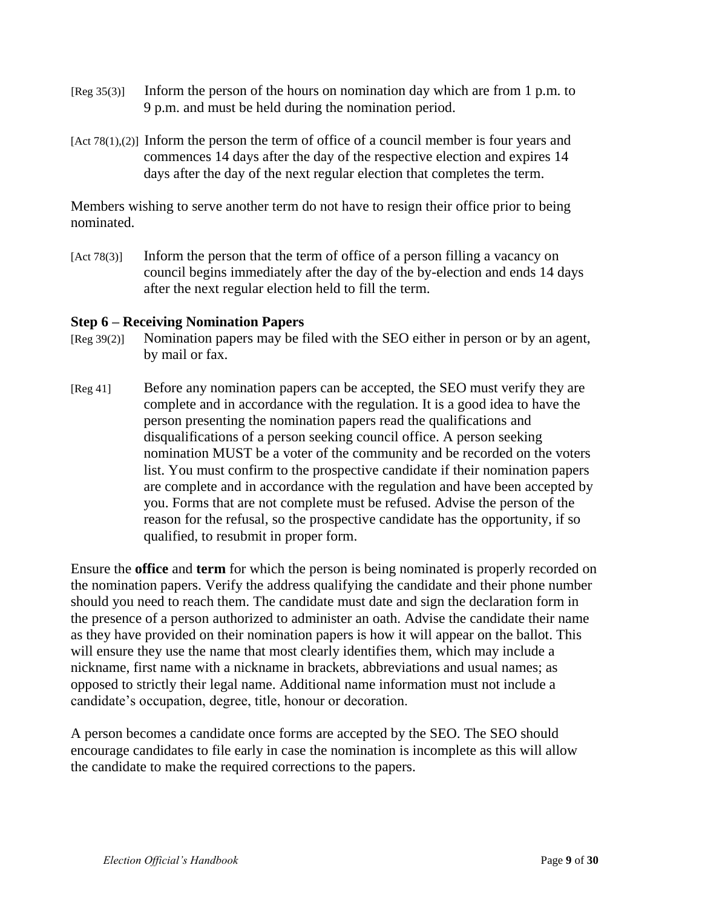[Reg 35(3)] Inform the person of the hours on nomination day which are from 1 p.m. to 9 p.m. and must be held during the nomination period.

[Act 78(1),(2)] Inform the person the term of office of a council member is four years and commences 14 days after the day of the respective election and expires 14 days after the day of the next regular election that completes the term.

Members wishing to serve another term do not have to resign their office prior to being nominated.

[Act 78(3)] Inform the person that the term of office of a person filling a vacancy on council begins immediately after the day of the by-election and ends 14 days after the next regular election held to fill the term.

### Step 6 – Receiving Nomination Papers

[Reg 39(2)] Nomination papers may be filed with the SEO either in person or by an agent, by mail or fax.

[Reg 41] Before any nomination papers can be accepted, the SEO must verify they are complete and in accordance with the regulation. It is a good idea to have the person presenting the nomination papers read the qualifications and disqualifications of a person seeking council office. A person seeking nomination MUST be a voter of the community and be recorded on the voters list. You must confirm to the prospective candidate if their nomination papers are complete and in accordance with the regulation and have been accepted by you. Forms that are not complete must be refused. Advise the person of the reason for the refusal, so the prospective candidate has the opportunity, if so qualified, to resubmit in proper form.

Ensure the **office** and **term** for which the person is being nominated is properly recorded on the nomination papers. Verify the address qualifying the candidate and their phone number should you need to reach them. The candidate must date and sign the declaration form in the presence of a person authorized to administer an oath. Advise the candidate their name as they have provided on their nomination papers is how it will appear on the ballot. This will ensure they use the name that most clearly identifies them, which may include a nickname, first name with a nickname in brackets, abbreviations and usual names; as opposed to strictly their legal name. Additional name information must not include a candidate's occupation, degree, title, honour or decoration.

A person becomes a candidate once forms are accepted by the SEO. The SEO should encourage candidates to file early in case the nomination is incomplete as this will allow the candidate to make the required corrections to the papers.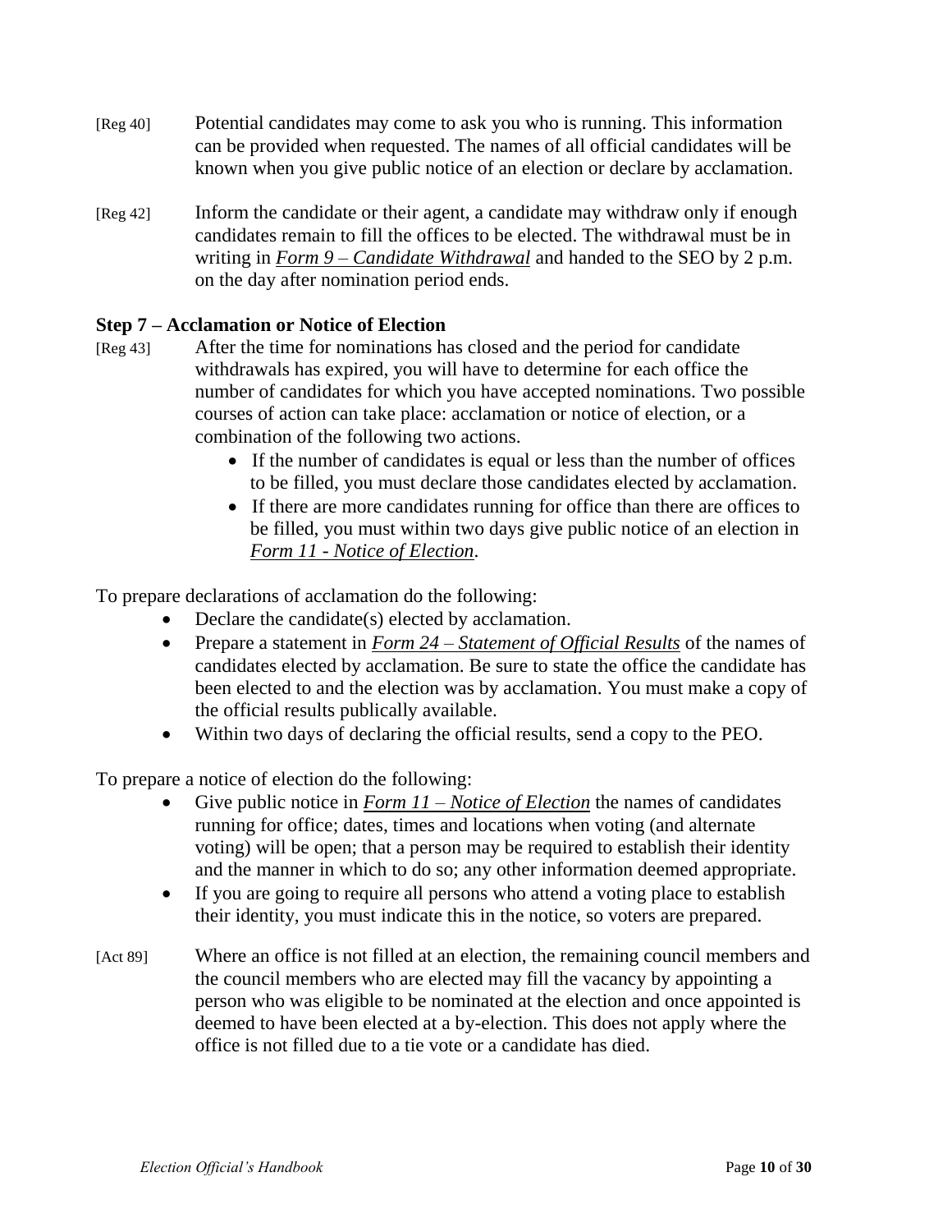[Reg 40] Potential candidates may come to ask you who is running. This information can be provided when requested. The names of all official candidates will be known when you give public notice of an election or declare by acclamation.

[Reg 42] Inform the candidate or their agent, a candidate may withdraw only if enough candidates remain to fill the offices to be elected. The withdrawal must be in writing in ***Form 9 – Candidate Withdrawal*** and handed to the SEO by 2 p.m. on the day after nomination period ends.

### Step 7 – Acclamation or Notice of Election

[Reg 43] After the time for nominations has closed and the period for candidate withdrawals has expired, you will have to determine for each office the number of candidates for which you have accepted nominations. Two possible courses of action can take place: acclamation or notice of election, or a combination of the following two actions.

- If the number of candidates is equal or less than the number of offices to be filled, you must declare those candidates elected by acclamation.
- If there are more candidates running for office than there are offices to be filled, you must within two days give public notice of an election in *Form 11 - Notice of Election*.

To prepare declarations of acclamation do the following:

- Declare the candidate(s) elected by acclamation.
- Prepare a statement in ***Form 24 – Statement of Official Results*** of the names of candidates elected by acclamation. Be sure to state the office the candidate has been elected to and the election was by acclamation. You must make a copy of the official results publically available.
- Within two days of declaring the official results, send a copy to the PEO.

To prepare a notice of election do the following:

- Give public notice in ***Form 11 – Notice of Election*** the names of candidates running for office; dates, times and locations when voting (and alternate voting) will be open; that a person may be required to establish their identity and the manner in which to do so; any other information deemed appropriate.
- If you are going to require all persons who attend a voting place to establish their identity, you must indicate this in the notice, so voters are prepared.

[Act 89] Where an office is not filled at an election, the remaining council members and the council members who are elected may fill the vacancy by appointing a person who was eligible to be nominated at the election and once appointed is deemed to have been elected at a by-election. This does not apply where the office is not filled due to a tie vote or a candidate has died.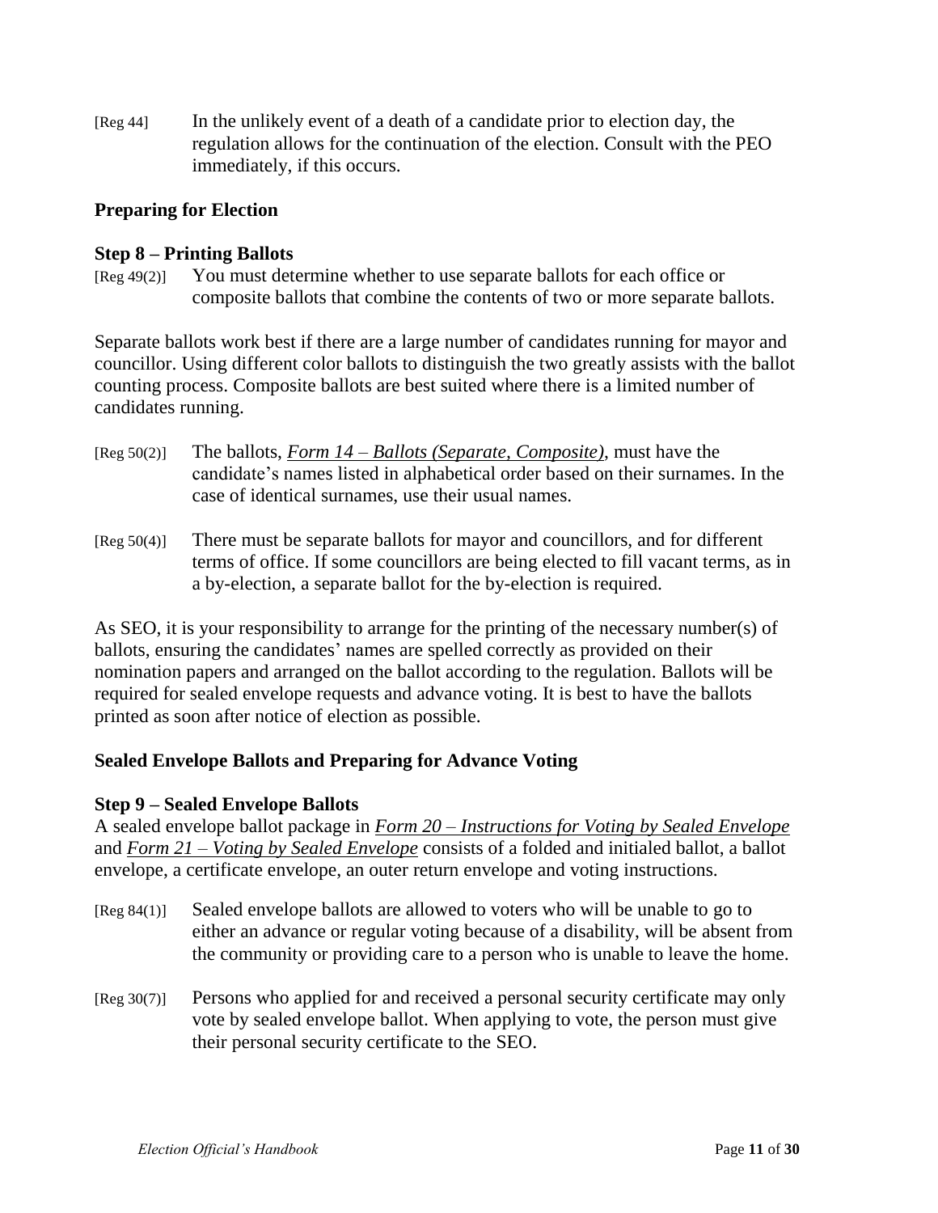[Reg 44] In the unlikely event of a death of a candidate prior to election day, the regulation allows for the continuation of the election. Consult with the PEO immediately, if this occurs.

### Preparing for Election

#### Step 8 – Printing Ballots

[Reg 49(2)] You must determine whether to use separate ballots for each office or composite ballots that combine the contents of two or more separate ballots.

Separate ballots work best if there are a large number of candidates running for mayor and councillor. Using different color ballots to distinguish the two greatly assists with the ballot counting process. Composite ballots are best suited where there is a limited number of candidates running.

[Reg 50(2)] The ballots, *Form 14 – Ballots (Separate, Composite)*, must have the candidate's names listed in alphabetical order based on their surnames. In the case of identical surnames, use their usual names.

[Reg 50(4)] There must be separate ballots for mayor and councillors, and for different terms of office. If some councillors are being elected to fill vacant terms, as in a by-election, a separate ballot for the by-election is required.

As SEO, it is your responsibility to arrange for the printing of the necessary number(s) of ballots, ensuring the candidates' names are spelled correctly as provided on their nomination papers and arranged on the ballot according to the regulation. Ballots will be required for sealed envelope requests and advance voting. It is best to have the ballots printed as soon after notice of election as possible.

### Sealed Envelope Ballots and Preparing for Advance Voting

#### Step 9 – Sealed Envelope Ballots

A sealed envelope ballot package in *Form 20 – Instructions for Voting by Sealed Envelope* and *Form 21 – Voting by Sealed Envelope* consists of a folded and initialed ballot, a ballot envelope, a certificate envelope, an outer return envelope and voting instructions.

[Reg 84(1)] Sealed envelope ballots are allowed to voters who will be unable to go to either an advance or regular voting because of a disability, will be absent from the community or providing care to a person who is unable to leave the home.

[Reg 30(7)] Persons who applied for and received a personal security certificate may only vote by sealed envelope ballot. When applying to vote, the person must give their personal security certificate to the SEO.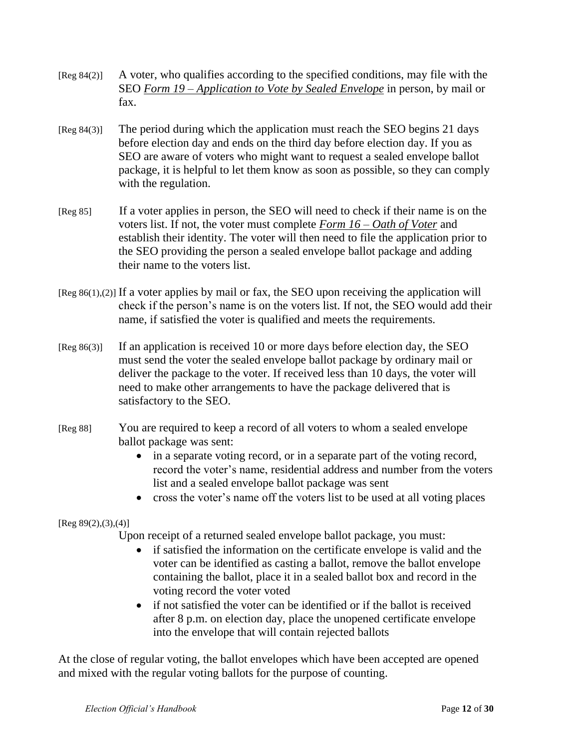[Reg 84(2)] A voter, who qualifies according to the specified conditions, may file with the SEO ***Form 19 – Application to Vote by Sealed Envelope*** in person, by mail or fax.

[Reg 84(3)] The period during which the application must reach the SEO begins 21 days before election day and ends on the third day before election day. If you as SEO are aware of voters who might want to request a sealed envelope ballot package, it is helpful to let them know as soon as possible, so they can comply with the regulation.

[Reg 85] If a voter applies in person, the SEO will need to check if their name is on the voters list. If not, the voter must complete ***Form 16 – Oath of Voter*** and establish their identity. The voter will then need to file the application prior to the SEO providing the person a sealed envelope ballot package and adding their name to the voters list.

[Reg 86(1),(2)] If a voter applies by mail or fax, the SEO upon receiving the application will check if the person's name is on the voters list. If not, the SEO would add their name, if satisfied the voter is qualified and meets the requirements.

[Reg 86(3)] If an application is received 10 or more days before election day, the SEO must send the voter the sealed envelope ballot package by ordinary mail or deliver the package to the voter. If received less than 10 days, the voter will need to make other arrangements to have the package delivered that is satisfactory to the SEO.

[Reg 88] You are required to keep a record of all voters to whom a sealed envelope ballot package was sent:

- in a separate voting record, or in a separate part of the voting record, record the voter's name, residential address and number from the voters list and a sealed envelope ballot package was sent
- cross the voter's name off the voters list to be used at all voting places

[Reg 89(2),(3),(4)]

Upon receipt of a returned sealed envelope ballot package, you must:

- if satisfied the information on the certificate envelope is valid and the voter can be identified as casting a ballot, remove the ballot envelope containing the ballot, place it in a sealed ballot box and record in the voting record the voter voted
- if not satisfied the voter can be identified or if the ballot is received after 8 p.m. on election day, place the unopened certificate envelope into the envelope that will contain rejected ballots

At the close of regular voting, the ballot envelopes which have been accepted are opened and mixed with the regular voting ballots for the purpose of counting.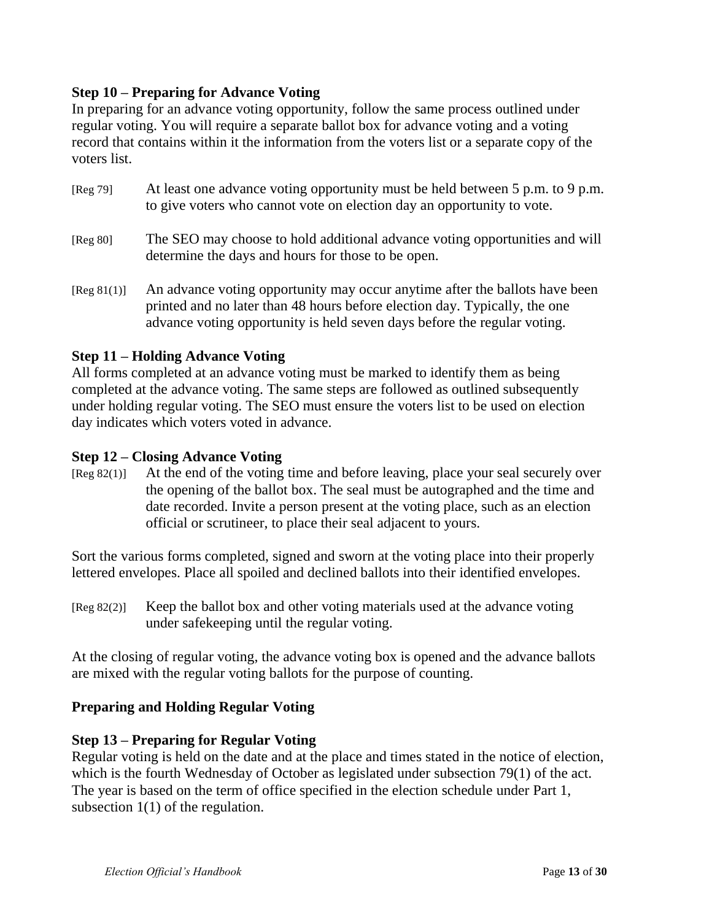**Step 10 – Preparing for Advance Voting**

In preparing for an advance voting opportunity, follow the same process outlined under regular voting. You will require a separate ballot box for advance voting and a voting record that contains within it the information from the voters list or a separate copy of the voters list.

[Reg 79] At least one advance voting opportunity must be held between 5 p.m. to 9 p.m. to give voters who cannot vote on election day an opportunity to vote.

[Reg 80] The SEO may choose to hold additional advance voting opportunities and will determine the days and hours for those to be open.

[Reg 81(1)] An advance voting opportunity may occur anytime after the ballots have been printed and no later than 48 hours before election day. Typically, the one advance voting opportunity is held seven days before the regular voting.

**Step 11 – Holding Advance Voting**

All forms completed at an advance voting must be marked to identify them as being completed at the advance voting. The same steps are followed as outlined subsequently under holding regular voting. The SEO must ensure the voters list to be used on election day indicates which voters voted in advance.

**Step 12 – Closing Advance Voting**

[Reg 82(1)] At the end of the voting time and before leaving, place your seal securely over the opening of the ballot box. The seal must be autographed and the time and date recorded. Invite a person present at the voting place, such as an election official or scrutineer, to place their seal adjacent to yours.

Sort the various forms completed, signed and sworn at the voting place into their properly lettered envelopes. Place all spoiled and declined ballots into their identified envelopes.

[Reg 82(2)] Keep the ballot box and other voting materials used at the advance voting under safekeeping until the regular voting.

At the closing of regular voting, the advance voting box is opened and the advance ballots are mixed with the regular voting ballots for the purpose of counting.

**Preparing and Holding Regular Voting**

**Step 13 – Preparing for Regular Voting**

Regular voting is held on the date and at the place and times stated in the notice of election, which is the fourth Wednesday of October as legislated under subsection 79(1) of the act. The year is based on the term of office specified in the election schedule under Part 1, subsection 1(1) of the regulation.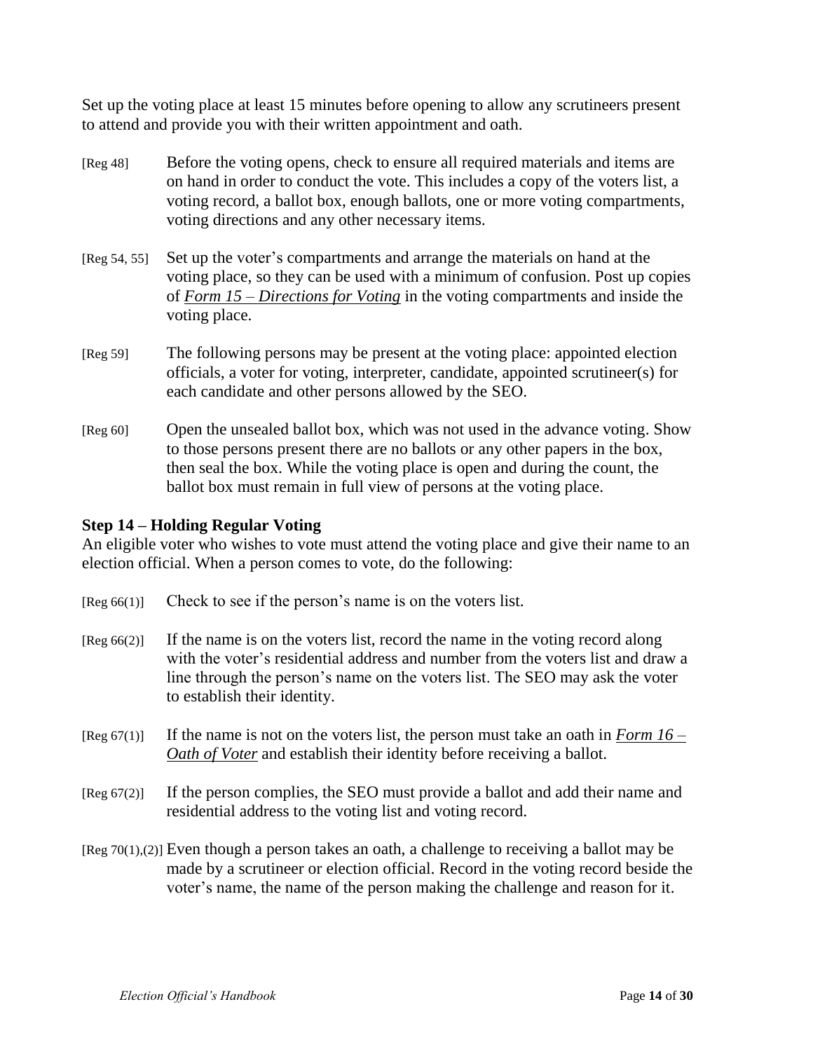Set up the voting place at least 15 minutes before opening to allow any scrutineers present to attend and provide you with their written appointment and oath.

[Reg 48] Before the voting opens, check to ensure all required materials and items are on hand in order to conduct the vote. This includes a copy of the voters list, a voting record, a ballot box, enough ballots, one or more voting compartments, voting directions and any other necessary items.

[Reg 54, 55] Set up the voter's compartments and arrange the materials on hand at the voting place, so they can be used with a minimum of confusion. Post up copies of ***Form 15 – Directions for Voting*** in the voting compartments and inside the voting place.

[Reg 59] The following persons may be present at the voting place: appointed election officials, a voter for voting, interpreter, candidate, appointed scrutineer(s) for each candidate and other persons allowed by the SEO.

[Reg 60] Open the unsealed ballot box, which was not used in the advance voting. Show to those persons present there are no ballots or any other papers in the box, then seal the box. While the voting place is open and during the count, the ballot box must remain in full view of persons at the voting place.

### Step 14 – Holding Regular Voting

An eligible voter who wishes to vote must attend the voting place and give their name to an election official. When a person comes to vote, do the following:

[Reg 66(1)] Check to see if the person's name is on the voters list.

[Reg 66(2)] If the name is on the voters list, record the name in the voting record along with the voter's residential address and number from the voters list and draw a line through the person's name on the voters list. The SEO may ask the voter to establish their identity.

[Reg 67(1)] If the name is not on the voters list, the person must take an oath in ***Form 16 – Oath of Voter*** and establish their identity before receiving a ballot.

[Reg 67(2)] If the person complies, the SEO must provide a ballot and add their name and residential address to the voting list and voting record.

[Reg 70(1),(2)] Even though a person takes an oath, a challenge to receiving a ballot may be made by a scrutineer or election official. Record in the voting record beside the voter's name, the name of the person making the challenge and reason for it.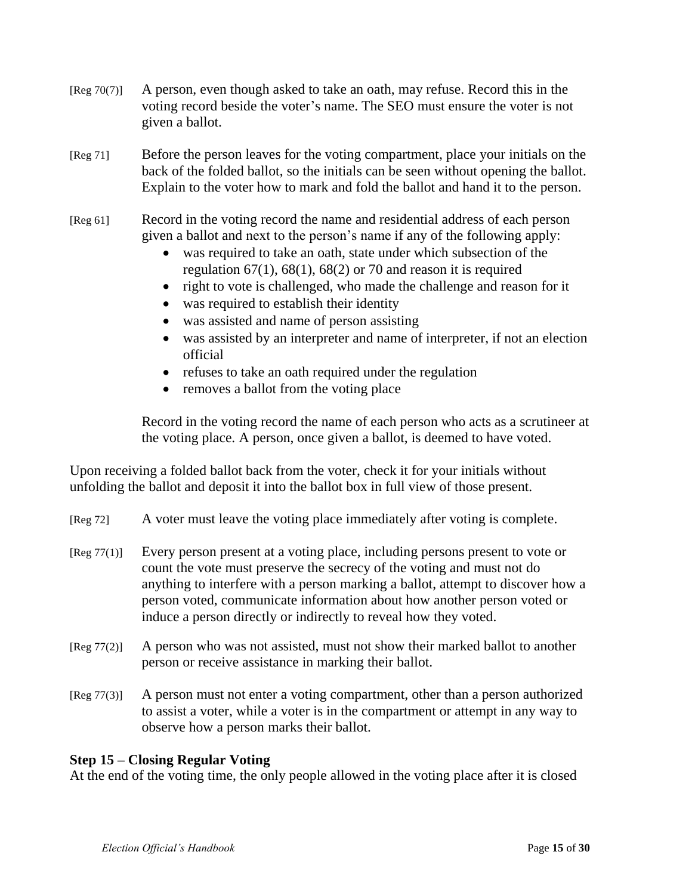[Reg 70(7)] A person, even though asked to take an oath, may refuse. Record this in the voting record beside the voter's name. The SEO must ensure the voter is not given a ballot.

[Reg 71] Before the person leaves for the voting compartment, place your initials on the back of the folded ballot, so the initials can be seen without opening the ballot. Explain to the voter how to mark and fold the ballot and hand it to the person.

[Reg 61] Record in the voting record the name and residential address of each person given a ballot and next to the person's name if any of the following apply:

- was required to take an oath, state under which subsection of the regulation 67(1), 68(1), 68(2) or 70 and reason it is required
- right to vote is challenged, who made the challenge and reason for it
- was required to establish their identity
- was assisted and name of person assisting
- was assisted by an interpreter and name of interpreter, if not an election official
- refuses to take an oath required under the regulation
- removes a ballot from the voting place

Record in the voting record the name of each person who acts as a scrutineer at the voting place. A person, once given a ballot, is deemed to have voted.

Upon receiving a folded ballot back from the voter, check it for your initials without unfolding the ballot and deposit it into the ballot box in full view of those present.

[Reg 72] A voter must leave the voting place immediately after voting is complete.

[Reg 77(1)] Every person present at a voting place, including persons present to vote or count the vote must preserve the secrecy of the voting and must not do anything to interfere with a person marking a ballot, attempt to discover how a person voted, communicate information about how another person voted or induce a person directly or indirectly to reveal how they voted.

[Reg 77(2)] A person who was not assisted, must not show their marked ballot to another person or receive assistance in marking their ballot.

[Reg 77(3)] A person must not enter a voting compartment, other than a person authorized to assist a voter, while a voter is in the compartment or attempt in any way to observe how a person marks their ballot.

### Step 15 – Closing Regular Voting

At the end of the voting time, the only people allowed in the voting place after it is closed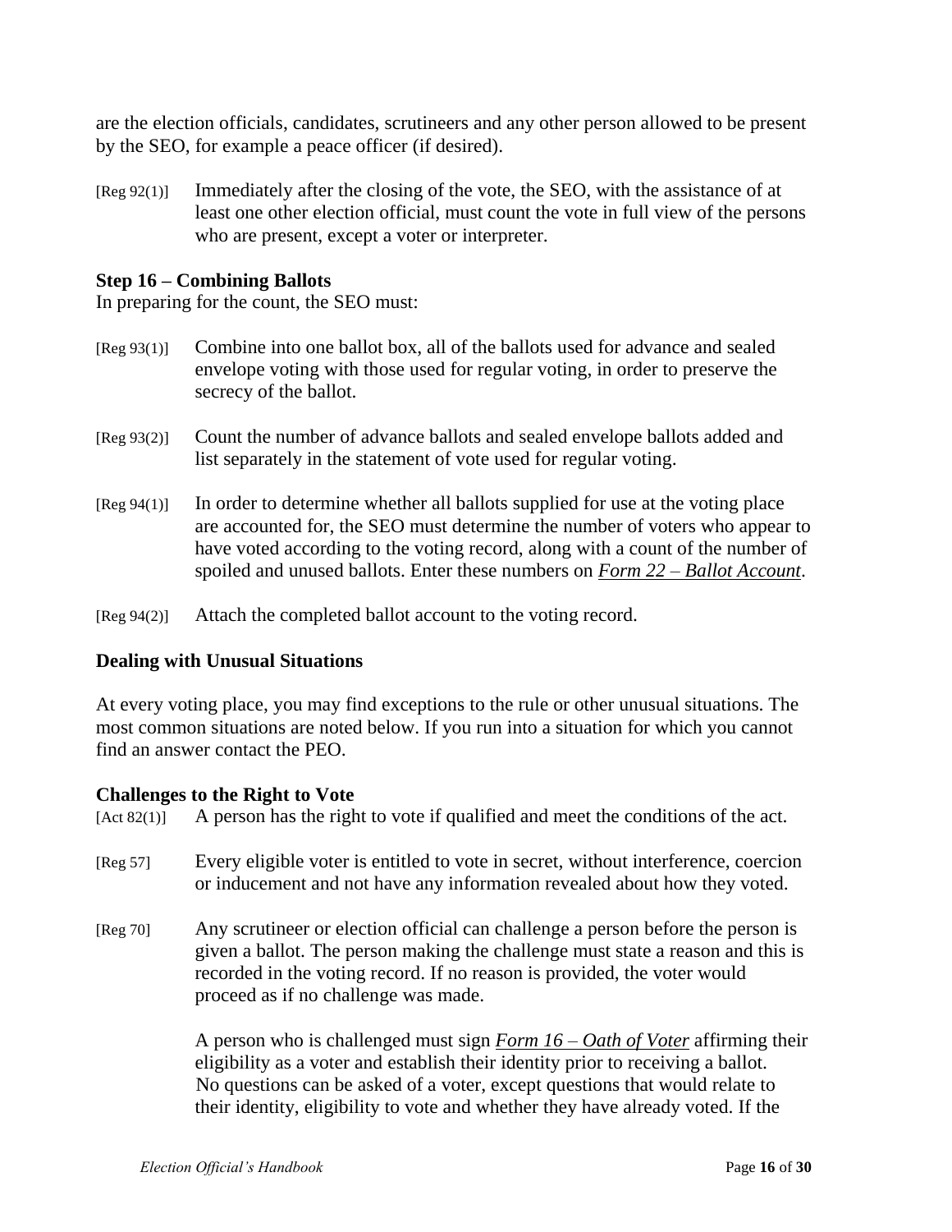are the election officials, candidates, scrutineers and any other person allowed to be present by the SEO, for example a peace officer (if desired).

[Reg 92(1)] Immediately after the closing of the vote, the SEO, with the assistance of at least one other election official, must count the vote in full view of the persons who are present, except a voter or interpreter.

### Step 16 – Combining Ballots

In preparing for the count, the SEO must:

[Reg 93(1)] Combine into one ballot box, all of the ballots used for advance and sealed envelope voting with those used for regular voting, in order to preserve the secrecy of the ballot.

[Reg 93(2)] Count the number of advance ballots and sealed envelope ballots added and list separately in the statement of vote used for regular voting.

[Reg 94(1)] In order to determine whether all ballots supplied for use at the voting place are accounted for, the SEO must determine the number of voters who appear to have voted according to the voting record, along with a count of the number of spoiled and unused ballots. Enter these numbers on ***Form 22 – Ballot Account***.

[Reg 94(2)] Attach the completed ballot account to the voting record.

### Dealing with Unusual Situations

At every voting place, you may find exceptions to the rule or other unusual situations. The most common situations are noted below. If you run into a situation for which you cannot find an answer contact the PEO.

### Challenges to the Right to Vote

[Act 82(1)] A person has the right to vote if qualified and meet the conditions of the act.

[Reg 57] Every eligible voter is entitled to vote in secret, without interference, coercion or inducement and not have any information revealed about how they voted.

[Reg 70] Any scrutineer or election official can challenge a person before the person is given a ballot. The person making the challenge must state a reason and this is recorded in the voting record. If no reason is provided, the voter would proceed as if no challenge was made.

A person who is challenged must sign ***Form 16 – Oath of Voter*** affirming their eligibility as a voter and establish their identity prior to receiving a ballot. No questions can be asked of a voter, except questions that would relate to their identity, eligibility to vote and whether they have already voted. If the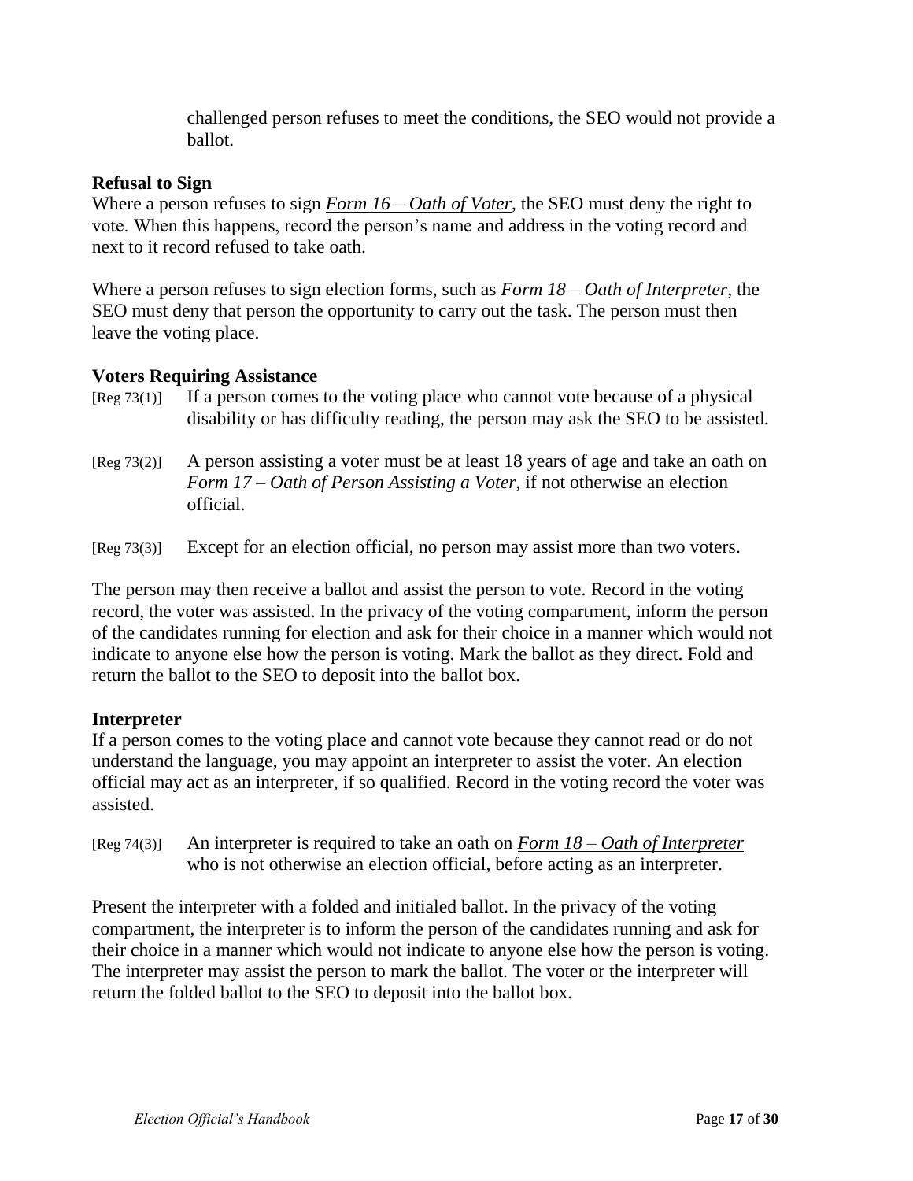challenged person refuses to meet the conditions, the SEO would not provide a ballot.

**Refusal to Sign**

Where a person refuses to sign ***Form 16 – Oath of Voter***, the SEO must deny the right to vote. When this happens, record the person's name and address in the voting record and next to it record refused to take oath.

Where a person refuses to sign election forms, such as ***Form 18 – Oath of Interpreter***, the SEO must deny that person the opportunity to carry out the task. The person must then leave the voting place.

**Voters Requiring Assistance**

[Reg 73(1)] If a person comes to the voting place who cannot vote because of a physical disability or has difficulty reading, the person may ask the SEO to be assisted.

[Reg 73(2)] A person assisting a voter must be at least 18 years of age and take an oath on ***Form 17 – Oath of Person Assisting a Voter***, if not otherwise an election official.

[Reg 73(3)] Except for an election official, no person may assist more than two voters.

The person may then receive a ballot and assist the person to vote. Record in the voting record, the voter was assisted. In the privacy of the voting compartment, inform the person of the candidates running for election and ask for their choice in a manner which would not indicate to anyone else how the person is voting. Mark the ballot as they direct. Fold and return the ballot to the SEO to deposit into the ballot box.

**Interpreter**

If a person comes to the voting place and cannot vote because they cannot read or do not understand the language, you may appoint an interpreter to assist the voter. An election official may act as an interpreter, if so qualified. Record in the voting record the voter was assisted.

[Reg 74(3)] An interpreter is required to take an oath on ***Form 18 – Oath of Interpreter*** who is not otherwise an election official, before acting as an interpreter.

Present the interpreter with a folded and initialed ballot. In the privacy of the voting compartment, the interpreter is to inform the person of the candidates running and ask for their choice in a manner which would not indicate to anyone else how the person is voting. The interpreter may assist the person to mark the ballot. The voter or the interpreter will return the folded ballot to the SEO to deposit into the ballot box.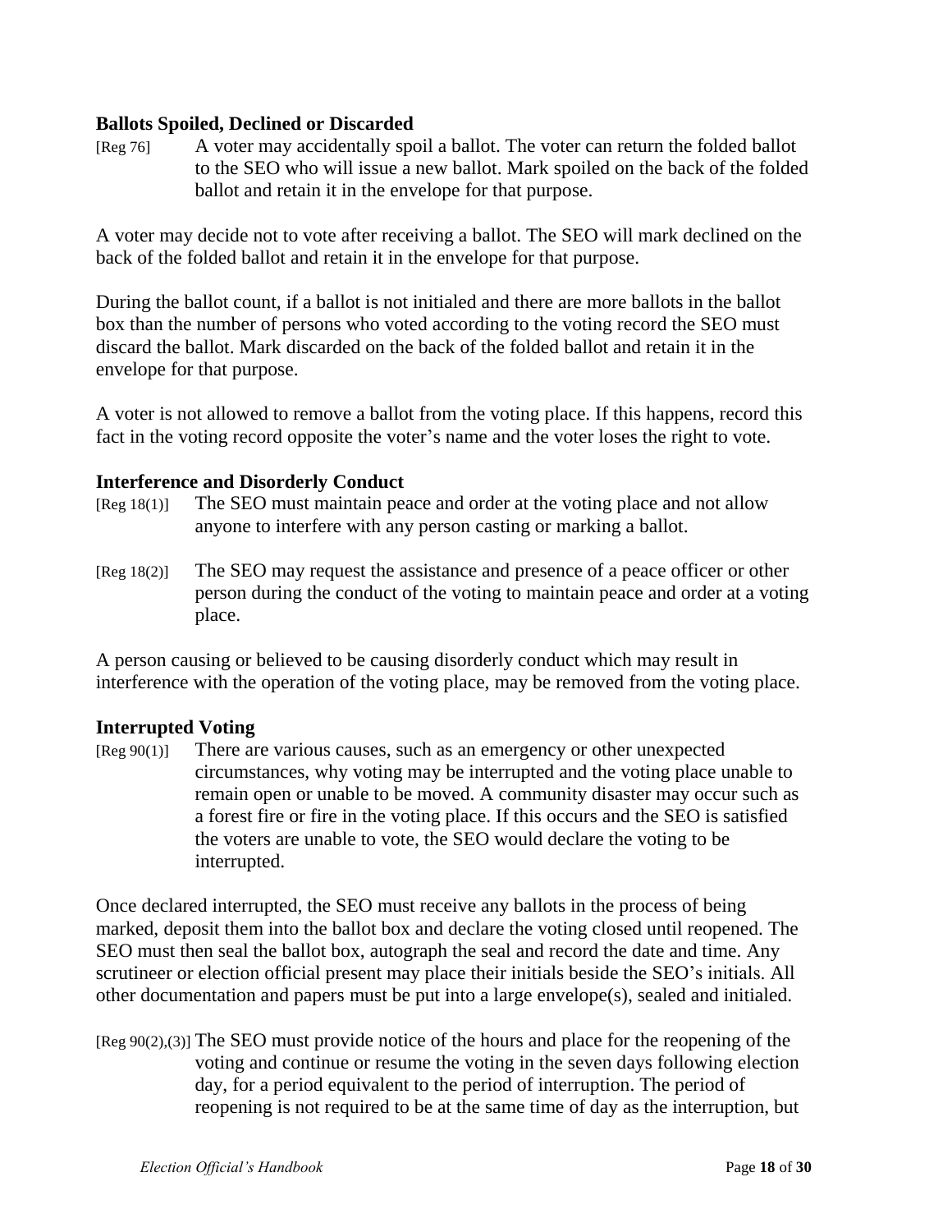**Ballots Spoiled, Declined or Discarded**

[Reg 76] A voter may accidentally spoil a ballot. The voter can return the folded ballot to the SEO who will issue a new ballot. Mark spoiled on the back of the folded ballot and retain it in the envelope for that purpose.

A voter may decide not to vote after receiving a ballot. The SEO will mark declined on the back of the folded ballot and retain it in the envelope for that purpose.

During the ballot count, if a ballot is not initialed and there are more ballots in the ballot box than the number of persons who voted according to the voting record the SEO must discard the ballot. Mark discarded on the back of the folded ballot and retain it in the envelope for that purpose.

A voter is not allowed to remove a ballot from the voting place. If this happens, record this fact in the voting record opposite the voter's name and the voter loses the right to vote.

**Interference and Disorderly Conduct**

[Reg 18(1)] The SEO must maintain peace and order at the voting place and not allow anyone to interfere with any person casting or marking a ballot.

[Reg 18(2)] The SEO may request the assistance and presence of a peace officer or other person during the conduct of the voting to maintain peace and order at a voting place.

A person causing or believed to be causing disorderly conduct which may result in interference with the operation of the voting place, may be removed from the voting place.

**Interrupted Voting**

[Reg 90(1)] There are various causes, such as an emergency or other unexpected circumstances, why voting may be interrupted and the voting place unable to remain open or unable to be moved. A community disaster may occur such as a forest fire or fire in the voting place. If this occurs and the SEO is satisfied the voters are unable to vote, the SEO would declare the voting to be interrupted.

Once declared interrupted, the SEO must receive any ballots in the process of being marked, deposit them into the ballot box and declare the voting closed until reopened. The SEO must then seal the ballot box, autograph the seal and record the date and time. Any scrutineer or election official present may place their initials beside the SEO's initials. All other documentation and papers must be put into a large envelope(s), sealed and initialed.

[Reg 90(2),(3)] The SEO must provide notice of the hours and place for the reopening of the voting and continue or resume the voting in the seven days following election day, for a period equivalent to the period of interruption. The period of reopening is not required to be at the same time of day as the interruption, but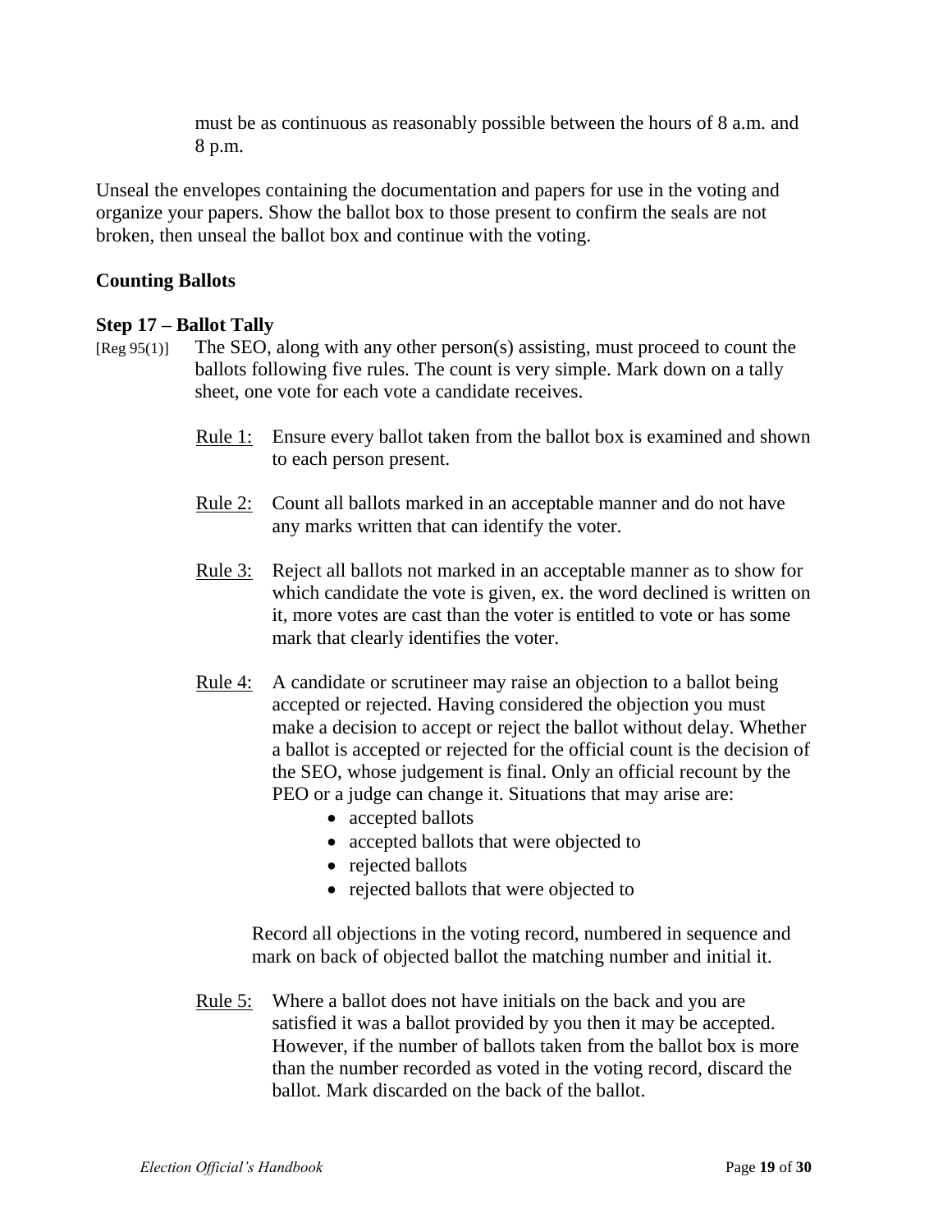must be as continuous as reasonably possible between the hours of 8 a.m. and 8 p.m.

Unseal the envelopes containing the documentation and papers for use in the voting and organize your papers. Show the ballot box to those present to confirm the seals are not broken, then unseal the ballot box and continue with the voting.

**Counting Ballots**

**Step 17 – Ballot Tally**

[Reg 95(1)] The SEO, along with any other person(s) assisting, must proceed to count the ballots following five rules. The count is very simple. Mark down on a tally sheet, one vote for each vote a candidate receives.

Rule 1: Ensure every ballot taken from the ballot box is examined and shown to each person present.

Rule 2: Count all ballots marked in an acceptable manner and do not have any marks written that can identify the voter.

Rule 3: Reject all ballots not marked in an acceptable manner as to show for which candidate the vote is given, ex. the word declined is written on it, more votes are cast than the voter is entitled to vote or has some mark that clearly identifies the voter.

Rule 4: A candidate or scrutineer may raise an objection to a ballot being accepted or rejected. Having considered the objection you must make a decision to accept or reject the ballot without delay. Whether a ballot is accepted or rejected for the official count is the decision of the SEO, whose judgement is final. Only an official recount by the PEO or a judge can change it. Situations that may arise are:

- accepted ballots
- accepted ballots that were objected to
- rejected ballots
- rejected ballots that were objected to

Record all objections in the voting record, numbered in sequence and mark on back of objected ballot the matching number and initial it.

Rule 5: Where a ballot does not have initials on the back and you are satisfied it was a ballot provided by you then it may be accepted. However, if the number of ballots taken from the ballot box is more than the number recorded as voted in the voting record, discard the ballot. Mark discarded on the back of the ballot.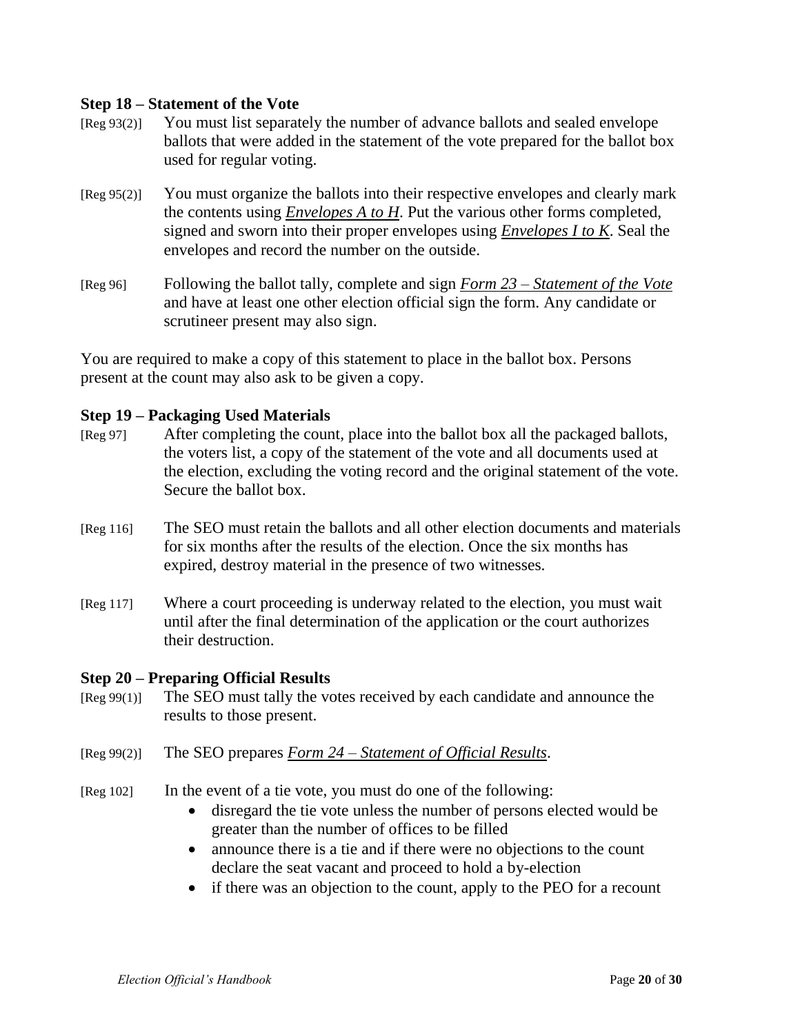### Step 18 – Statement of the Vote

[Reg 93(2)] You must list separately the number of advance ballots and sealed envelope ballots that were added in the statement of the vote prepared for the ballot box used for regular voting.

[Reg 95(2)] You must organize the ballots into their respective envelopes and clearly mark the contents using *Envelopes A to H*. Put the various other forms completed, signed and sworn into their proper envelopes using *Envelopes I to K*. Seal the envelopes and record the number on the outside.

[Reg 96] Following the ballot tally, complete and sign *Form 23 – Statement of the Vote* and have at least one other election official sign the form. Any candidate or scrutineer present may also sign.

You are required to make a copy of this statement to place in the ballot box. Persons present at the count may also ask to be given a copy.

### Step 19 – Packaging Used Materials

[Reg 97] After completing the count, place into the ballot box all the packaged ballots, the voters list, a copy of the statement of the vote and all documents used at the election, excluding the voting record and the original statement of the vote. Secure the ballot box.

[Reg 116] The SEO must retain the ballots and all other election documents and materials for six months after the results of the election. Once the six months has expired, destroy material in the presence of two witnesses.

[Reg 117] Where a court proceeding is underway related to the election, you must wait until after the final determination of the application or the court authorizes their destruction.

### Step 20 – Preparing Official Results

[Reg 99(1)] The SEO must tally the votes received by each candidate and announce the results to those present.

[Reg 99(2)] The SEO prepares *Form 24 – Statement of Official Results*.

[Reg 102] In the event of a tie vote, you must do one of the following:

- disregard the tie vote unless the number of persons elected would be greater than the number of offices to be filled
- announce there is a tie and if there were no objections to the count declare the seat vacant and proceed to hold a by-election
- if there was an objection to the count, apply to the PEO for a recount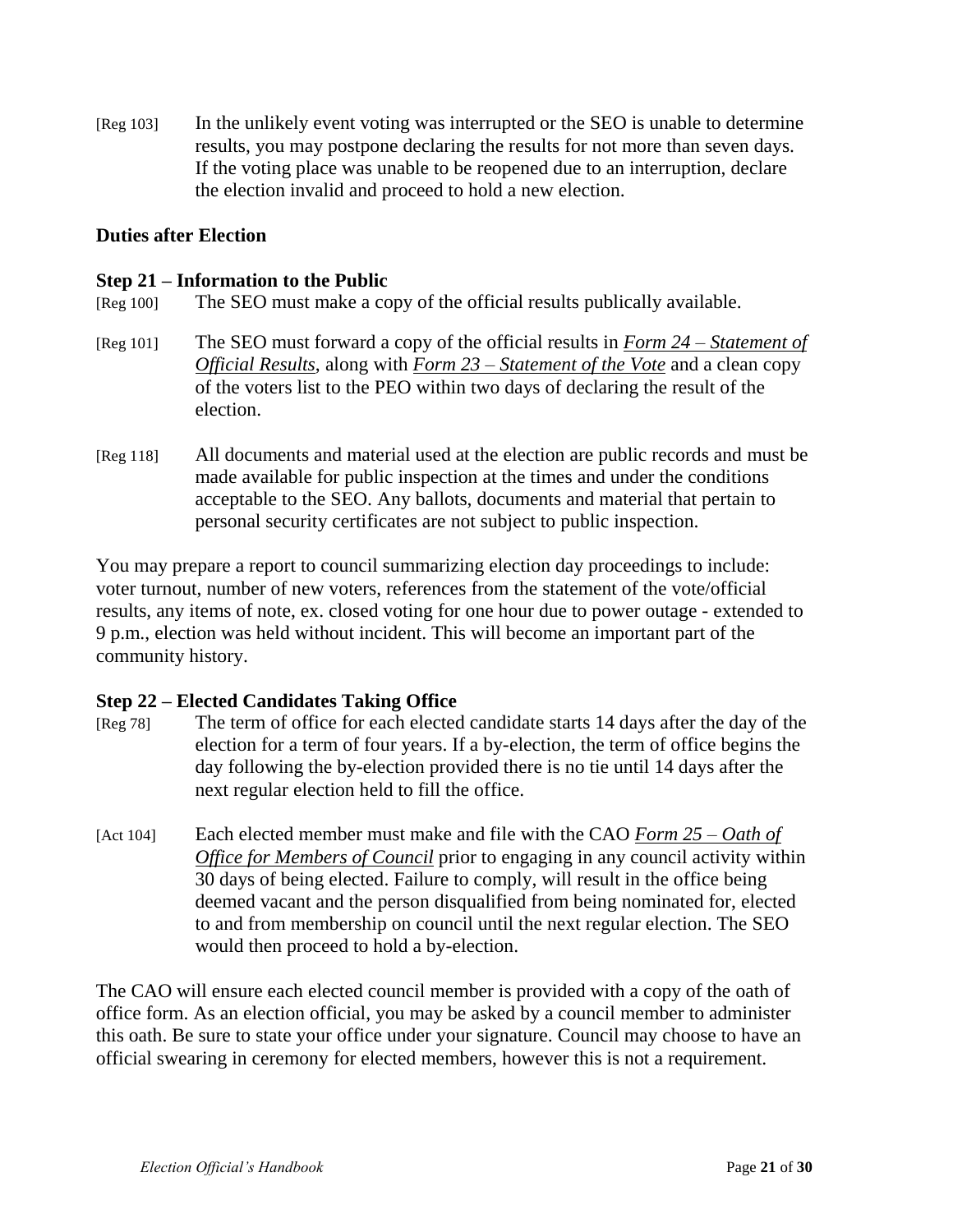[Reg 103] In the unlikely event voting was interrupted or the SEO is unable to determine results, you may postpone declaring the results for not more than seven days. If the voting place was unable to be reopened due to an interruption, declare the election invalid and proceed to hold a new election.

## Duties after Election

### Step 21 – Information to the Public

[Reg 100] The SEO must make a copy of the official results publically available.

[Reg 101] The SEO must forward a copy of the official results in *Form 24 – Statement of Official Results*, along with *Form 23 – Statement of the Vote* and a clean copy of the voters list to the PEO within two days of declaring the result of the election.

[Reg 118] All documents and material used at the election are public records and must be made available for public inspection at the times and under the conditions acceptable to the SEO. Any ballots, documents and material that pertain to personal security certificates are not subject to public inspection.

You may prepare a report to council summarizing election day proceedings to include: voter turnout, number of new voters, references from the statement of the vote/official results, any items of note, ex. closed voting for one hour due to power outage - extended to 9 p.m., election was held without incident. This will become an important part of the community history.

### Step 22 – Elected Candidates Taking Office

[Reg 78] The term of office for each elected candidate starts 14 days after the day of the election for a term of four years. If a by-election, the term of office begins the day following the by-election provided there is no tie until 14 days after the next regular election held to fill the office.

[Act 104] Each elected member must make and file with the CAO *Form 25 – Oath of Office for Members of Council* prior to engaging in any council activity within 30 days of being elected. Failure to comply, will result in the office being deemed vacant and the person disqualified from being nominated for, elected to and from membership on council until the next regular election. The SEO would then proceed to hold a by-election.

The CAO will ensure each elected council member is provided with a copy of the oath of office form. As an election official, you may be asked by a council member to administer this oath. Be sure to state your office under your signature. Council may choose to have an official swearing in ceremony for elected members, however this is not a requirement.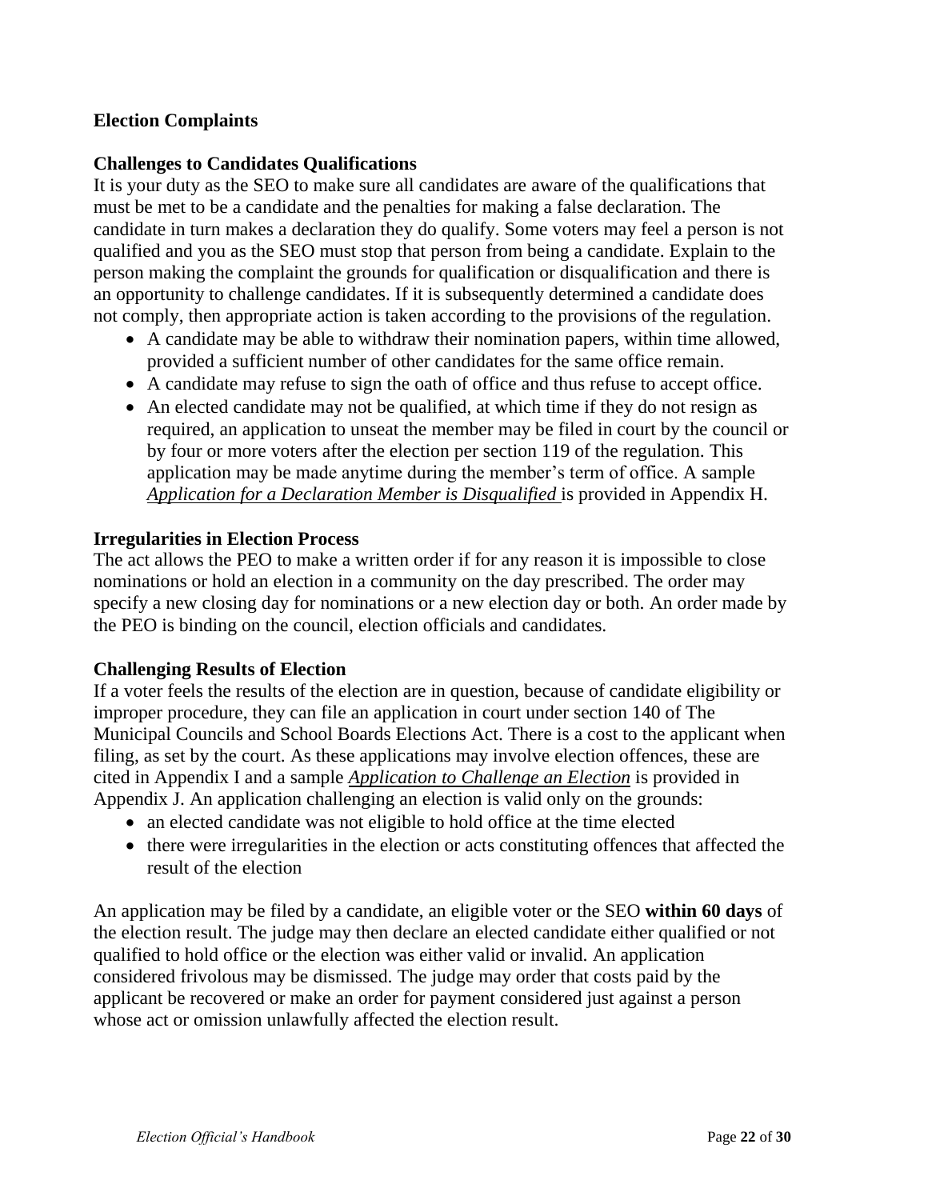## Election Complaints

### Challenges to Candidates Qualifications

It is your duty as the SEO to make sure all candidates are aware of the qualifications that must be met to be a candidate and the penalties for making a false declaration. The candidate in turn makes a declaration they do qualify. Some voters may feel a person is not qualified and you as the SEO must stop that person from being a candidate. Explain to the person making the complaint the grounds for qualification or disqualification and there is an opportunity to challenge candidates. If it is subsequently determined a candidate does not comply, then appropriate action is taken according to the provisions of the regulation.

- A candidate may be able to withdraw their nomination papers, within time allowed, provided a sufficient number of other candidates for the same office remain.
- A candidate may refuse to sign the oath of office and thus refuse to accept office.
- An elected candidate may not be qualified, at which time if they do not resign as required, an application to unseat the member may be filed in court by the council or by four or more voters after the election per section 119 of the regulation. This application may be made anytime during the member's term of office. A sample *Application for a Declaration Member is Disqualified* is provided in Appendix H.

### Irregularities in Election Process

The act allows the PEO to make a written order if for any reason it is impossible to close nominations or hold an election in a community on the day prescribed. The order may specify a new closing day for nominations or a new election day or both. An order made by the PEO is binding on the council, election officials and candidates.

### Challenging Results of Election

If a voter feels the results of the election are in question, because of candidate eligibility or improper procedure, they can file an application in court under section 140 of The Municipal Councils and School Boards Elections Act. There is a cost to the applicant when filing, as set by the court. As these applications may involve election offences, these are cited in Appendix I and a sample *Application to Challenge an Election* is provided in Appendix J. An application challenging an election is valid only on the grounds:

- an elected candidate was not eligible to hold office at the time elected
- there were irregularities in the election or acts constituting offences that affected the result of the election

An application may be filed by a candidate, an eligible voter or the SEO **within 60 days** of the election result. The judge may then declare an elected candidate either qualified or not qualified to hold office or the election was either valid or invalid. An application considered frivolous may be dismissed. The judge may order that costs paid by the applicant be recovered or make an order for payment considered just against a person whose act or omission unlawfully affected the election result.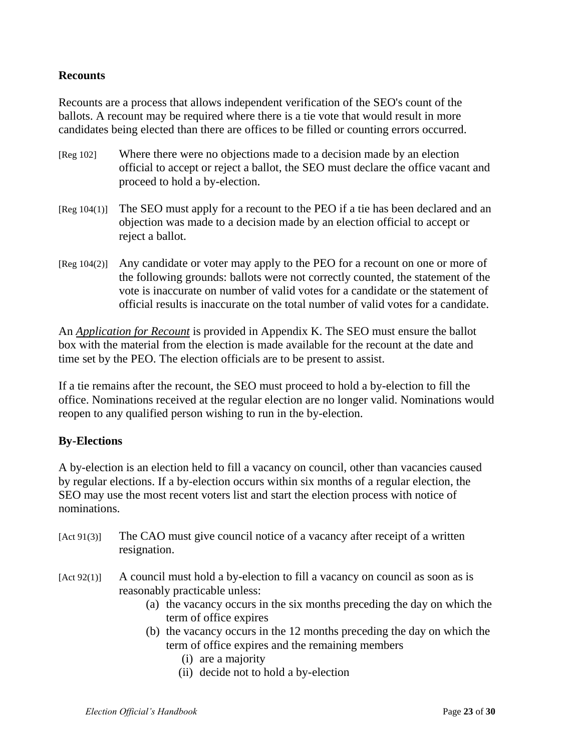### Recounts

Recounts are a process that allows independent verification of the SEO's count of the ballots. A recount may be required where there is a tie vote that would result in more candidates being elected than there are offices to be filled or counting errors occurred.

[Reg 102] Where there were no objections made to a decision made by an election official to accept or reject a ballot, the SEO must declare the office vacant and proceed to hold a by-election.

[Reg 104(1)] The SEO must apply for a recount to the PEO if a tie has been declared and an objection was made to a decision made by an election official to accept or reject a ballot.

[Reg 104(2)] Any candidate or voter may apply to the PEO for a recount on one or more of the following grounds: ballots were not correctly counted, the statement of the vote is inaccurate on number of valid votes for a candidate or the statement of official results is inaccurate on the total number of valid votes for a candidate.

An ***Application for Recount*** is provided in Appendix K. The SEO must ensure the ballot box with the material from the election is made available for the recount at the date and time set by the PEO. The election officials are to be present to assist.

If a tie remains after the recount, the SEO must proceed to hold a by-election to fill the office. Nominations received at the regular election are no longer valid. Nominations would reopen to any qualified person wishing to run in the by-election.

### By-Elections

A by-election is an election held to fill a vacancy on council, other than vacancies caused by regular elections. If a by-election occurs within six months of a regular election, the SEO may use the most recent voters list and start the election process with notice of nominations.

[Act 91(3)] The CAO must give council notice of a vacancy after receipt of a written resignation.

[Act 92(1)] A council must hold a by-election to fill a vacancy on council as soon as is reasonably practicable unless:

- (a) the vacancy occurs in the six months preceding the day on which the term of office expires
- (b) the vacancy occurs in the 12 months preceding the day on which the term of office expires and the remaining members
  - (i) are a majority
  - (ii) decide not to hold a by-election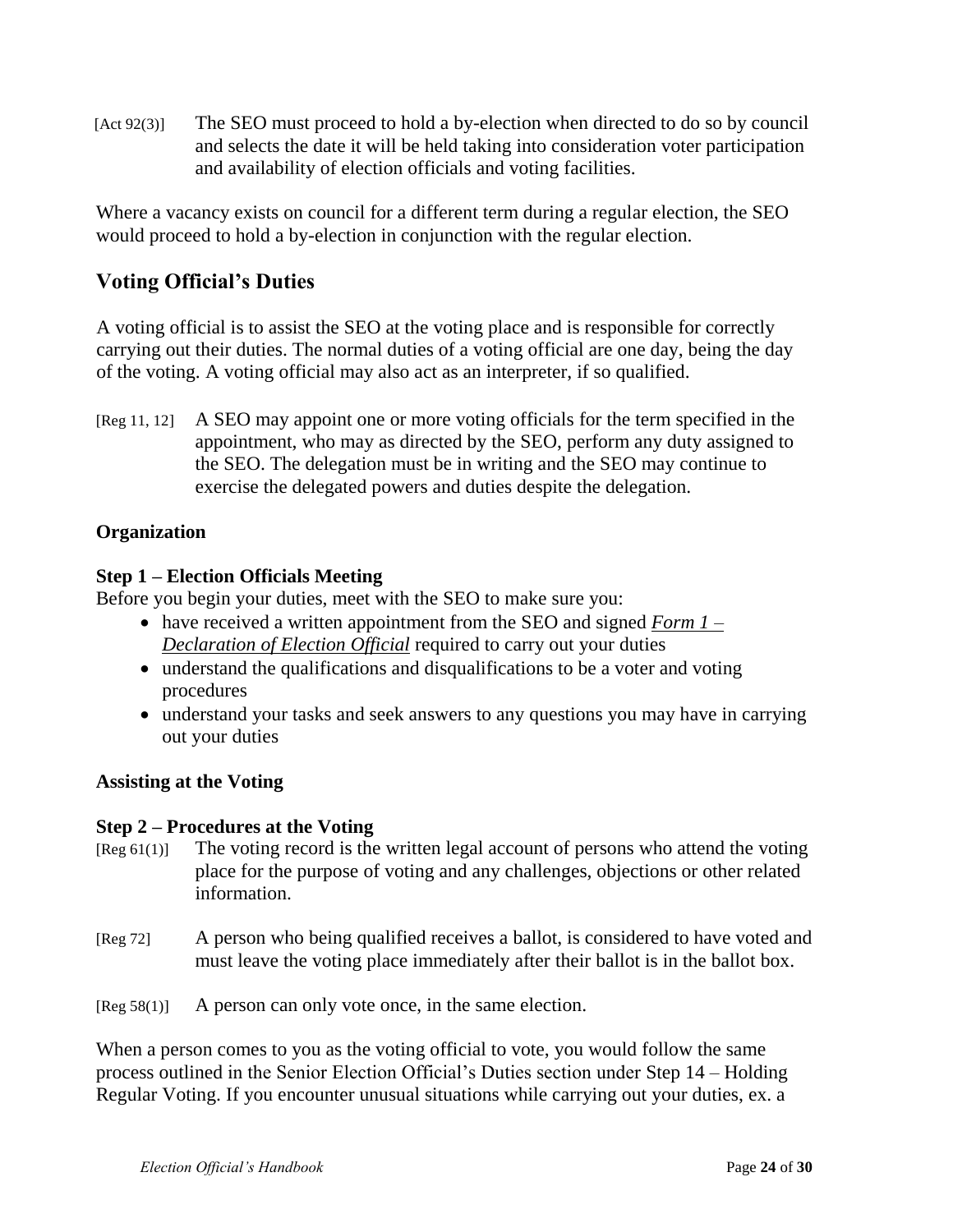[Act 92(3)] The SEO must proceed to hold a by-election when directed to do so by council and selects the date it will be held taking into consideration voter participation and availability of election officials and voting facilities.

Where a vacancy exists on council for a different term during a regular election, the SEO would proceed to hold a by-election in conjunction with the regular election.

## Voting Official's Duties

A voting official is to assist the SEO at the voting place and is responsible for correctly carrying out their duties. The normal duties of a voting official are one day, being the day of the voting. A voting official may also act as an interpreter, if so qualified.

[Reg 11, 12] A SEO may appoint one or more voting officials for the term specified in the appointment, who may as directed by the SEO, perform any duty assigned to the SEO. The delegation must be in writing and the SEO may continue to exercise the delegated powers and duties despite the delegation.

### Organization

**Step 1 – Election Officials Meeting**

Before you begin your duties, meet with the SEO to make sure you:

- have received a written appointment from the SEO and signed *Form 1 – Declaration of Election Official* required to carry out your duties
- understand the qualifications and disqualifications to be a voter and voting procedures
- understand your tasks and seek answers to any questions you may have in carrying out your duties

### Assisting at the Voting

**Step 2 – Procedures at the Voting**

[Reg 61(1)] The voting record is the written legal account of persons who attend the voting place for the purpose of voting and any challenges, objections or other related information.

[Reg 72] A person who being qualified receives a ballot, is considered to have voted and must leave the voting place immediately after their ballot is in the ballot box.

[Reg 58(1)] A person can only vote once, in the same election.

When a person comes to you as the voting official to vote, you would follow the same process outlined in the Senior Election Official's Duties section under Step 14 – Holding Regular Voting. If you encounter unusual situations while carrying out your duties, ex. a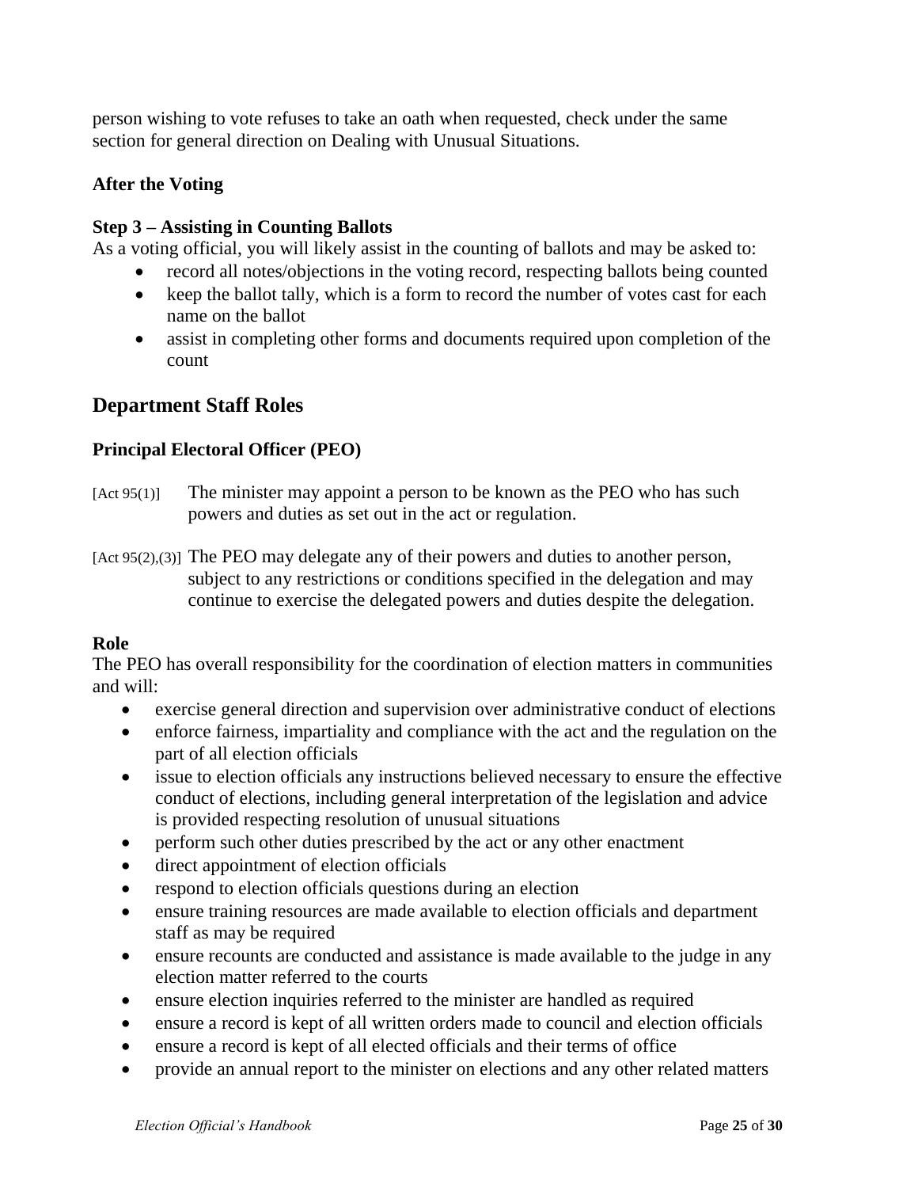person wishing to vote refuses to take an oath when requested, check under the same section for general direction on Dealing with Unusual Situations.

### After the Voting

**Step 3 – Assisting in Counting Ballots**

As a voting official, you will likely assist in the counting of ballots and may be asked to:

- record all notes/objections in the voting record, respecting ballots being counted
- keep the ballot tally, which is a form to record the number of votes cast for each name on the ballot
- assist in completing other forms and documents required upon completion of the count

## Department Staff Roles

### Principal Electoral Officer (PEO)

[Act 95(1)] The minister may appoint a person to be known as the PEO who has such powers and duties as set out in the act or regulation.

[Act 95(2),(3)] The PEO may delegate any of their powers and duties to another person, subject to any restrictions or conditions specified in the delegation and may continue to exercise the delegated powers and duties despite the delegation.

**Role**

The PEO has overall responsibility for the coordination of election matters in communities and will:

- exercise general direction and supervision over administrative conduct of elections
- enforce fairness, impartiality and compliance with the act and the regulation on the part of all election officials
- issue to election officials any instructions believed necessary to ensure the effective conduct of elections, including general interpretation of the legislation and advice is provided respecting resolution of unusual situations
- perform such other duties prescribed by the act or any other enactment
- direct appointment of election officials
- respond to election officials questions during an election
- ensure training resources are made available to election officials and department staff as may be required
- ensure recounts are conducted and assistance is made available to the judge in any election matter referred to the courts
- ensure election inquiries referred to the minister are handled as required
- ensure a record is kept of all written orders made to council and election officials
- ensure a record is kept of all elected officials and their terms of office
- provide an annual report to the minister on elections and any other related matters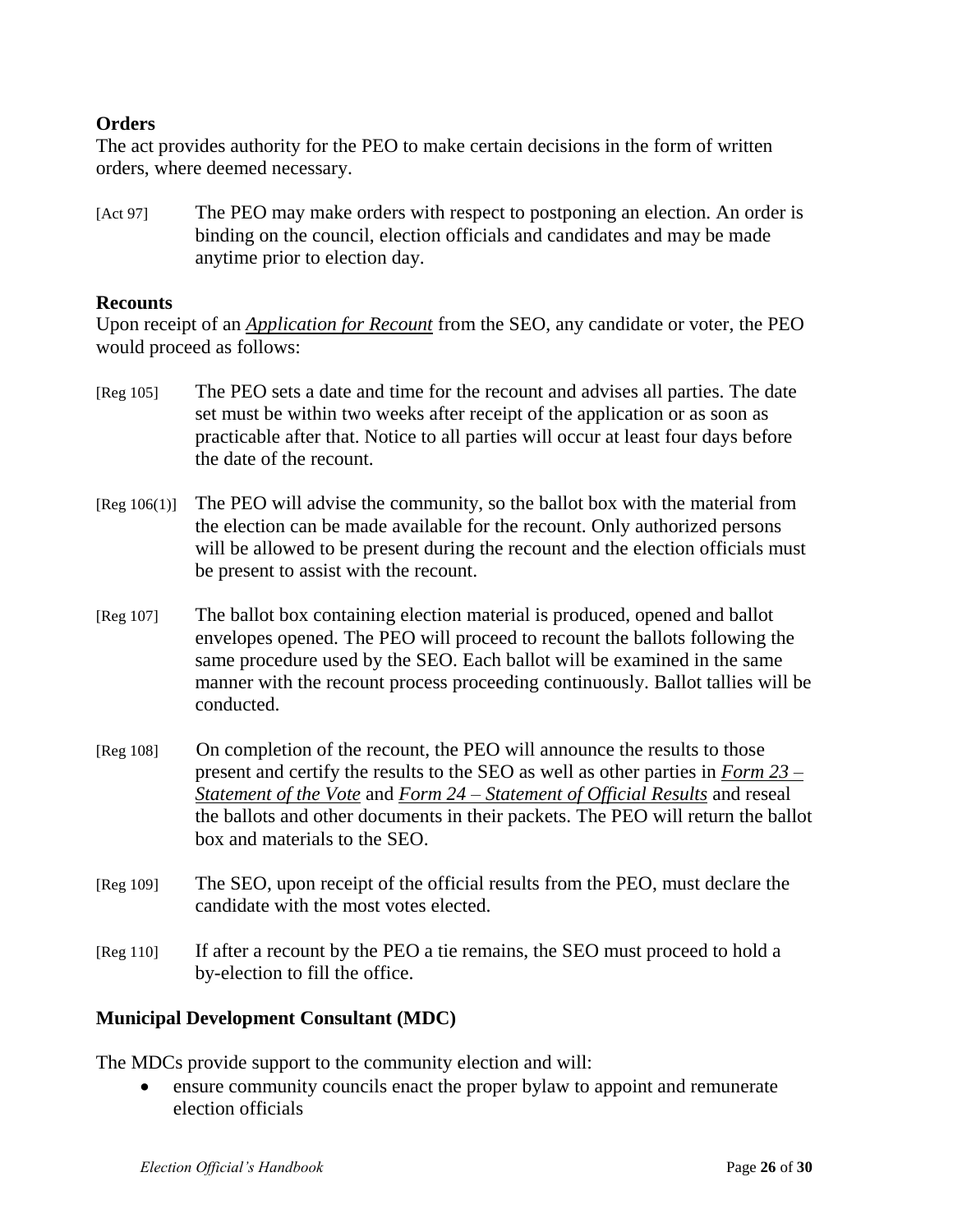**Orders**

The act provides authority for the PEO to make certain decisions in the form of written orders, where deemed necessary.

[Act 97] The PEO may make orders with respect to postponing an election. An order is binding on the council, election officials and candidates and may be made anytime prior to election day.

**Recounts**

Upon receipt of an ***Application for Recount*** from the SEO, any candidate or voter, the PEO would proceed as follows:

[Reg 105] The PEO sets a date and time for the recount and advises all parties. The date set must be within two weeks after receipt of the application or as soon as practicable after that. Notice to all parties will occur at least four days before the date of the recount.

[Reg 106(1)] The PEO will advise the community, so the ballot box with the material from the election can be made available for the recount. Only authorized persons will be allowed to be present during the recount and the election officials must be present to assist with the recount.

[Reg 107] The ballot box containing election material is produced, opened and ballot envelopes opened. The PEO will proceed to recount the ballots following the same procedure used by the SEO. Each ballot will be examined in the same manner with the recount process proceeding continuously. Ballot tallies will be conducted.

[Reg 108] On completion of the recount, the PEO will announce the results to those present and certify the results to the SEO as well as other parties in *Form 23 – Statement of the Vote* and *Form 24 – Statement of Official Results* and reseal the ballots and other documents in their packets. The PEO will return the ballot box and materials to the SEO.

[Reg 109] The SEO, upon receipt of the official results from the PEO, must declare the candidate with the most votes elected.

[Reg 110] If after a recount by the PEO a tie remains, the SEO must proceed to hold a by-election to fill the office.

**Municipal Development Consultant (MDC)**

The MDCs provide support to the community election and will:

- ensure community councils enact the proper bylaw to appoint and remunerate election officials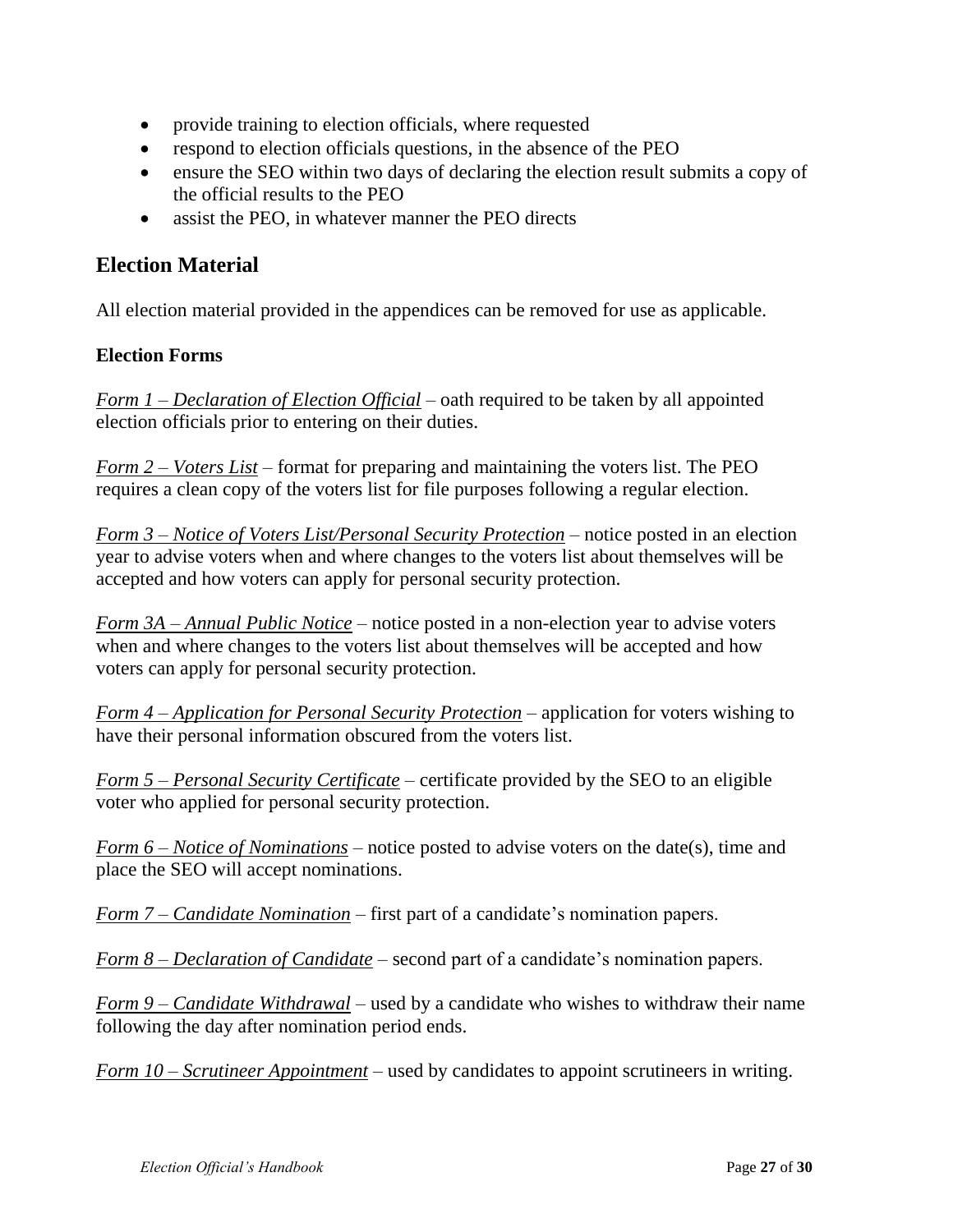- provide training to election officials, where requested
- respond to election officials questions, in the absence of the PEO
- ensure the SEO within two days of declaring the election result submits a copy of the official results to the PEO
- assist the PEO, in whatever manner the PEO directs

## Election Material

All election material provided in the appendices can be removed for use as applicable.

### Election Forms

*Form 1 – Declaration of Election Official* – oath required to be taken by all appointed election officials prior to entering on their duties.

*Form 2 – Voters List* – format for preparing and maintaining the voters list. The PEO requires a clean copy of the voters list for file purposes following a regular election.

*Form 3 – Notice of Voters List/Personal Security Protection* – notice posted in an election year to advise voters when and where changes to the voters list about themselves will be accepted and how voters can apply for personal security protection.

*Form 3A – Annual Public Notice* – notice posted in a non-election year to advise voters when and where changes to the voters list about themselves will be accepted and how voters can apply for personal security protection.

*Form 4 – Application for Personal Security Protection* – application for voters wishing to have their personal information obscured from the voters list.

*Form 5 – Personal Security Certificate* – certificate provided by the SEO to an eligible voter who applied for personal security protection.

*Form 6 – Notice of Nominations* – notice posted to advise voters on the date(s), time and place the SEO will accept nominations.

*Form 7 – Candidate Nomination* – first part of a candidate's nomination papers.

*Form 8 – Declaration of Candidate* – second part of a candidate's nomination papers.

*Form 9 – Candidate Withdrawal* – used by a candidate who wishes to withdraw their name following the day after nomination period ends.

*Form 10 – Scrutineer Appointment* – used by candidates to appoint scrutineers in writing.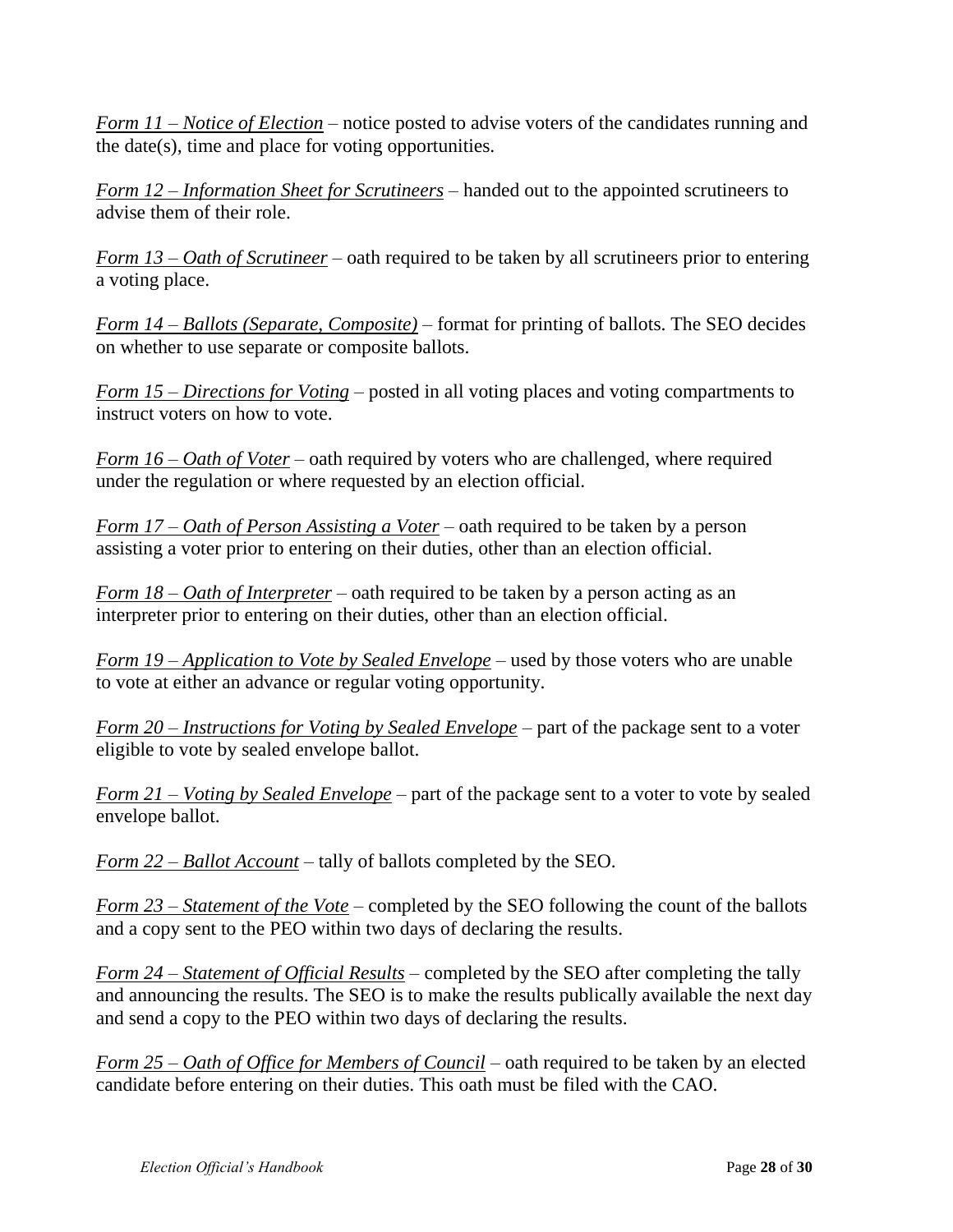*Form 11 – Notice of Election* – notice posted to advise voters of the candidates running and the date(s), time and place for voting opportunities.

*Form 12 – Information Sheet for Scrutineers* – handed out to the appointed scrutineers to advise them of their role.

*Form 13 – Oath of Scrutineer* – oath required to be taken by all scrutineers prior to entering a voting place.

*Form 14 – Ballots (Separate, Composite)* – format for printing of ballots. The SEO decides on whether to use separate or composite ballots.

*Form 15 – Directions for Voting* – posted in all voting places and voting compartments to instruct voters on how to vote.

*Form 16 – Oath of Voter* – oath required by voters who are challenged, where required under the regulation or where requested by an election official.

*Form 17 – Oath of Person Assisting a Voter* – oath required to be taken by a person assisting a voter prior to entering on their duties, other than an election official.

*Form 18 – Oath of Interpreter* – oath required to be taken by a person acting as an interpreter prior to entering on their duties, other than an election official.

*Form 19 – Application to Vote by Sealed Envelope* – used by those voters who are unable to vote at either an advance or regular voting opportunity.

*Form 20 – Instructions for Voting by Sealed Envelope* – part of the package sent to a voter eligible to vote by sealed envelope ballot.

*Form 21 – Voting by Sealed Envelope* – part of the package sent to a voter to vote by sealed envelope ballot.

*Form 22 – Ballot Account* – tally of ballots completed by the SEO.

*Form 23 – Statement of the Vote* – completed by the SEO following the count of the ballots and a copy sent to the PEO within two days of declaring the results.

*Form 24 – Statement of Official Results* – completed by the SEO after completing the tally and announcing the results. The SEO is to make the results publically available the next day and send a copy to the PEO within two days of declaring the results.

*Form 25 – Oath of Office for Members of Council* – oath required to be taken by an elected candidate before entering on their duties. This oath must be filed with the CAO.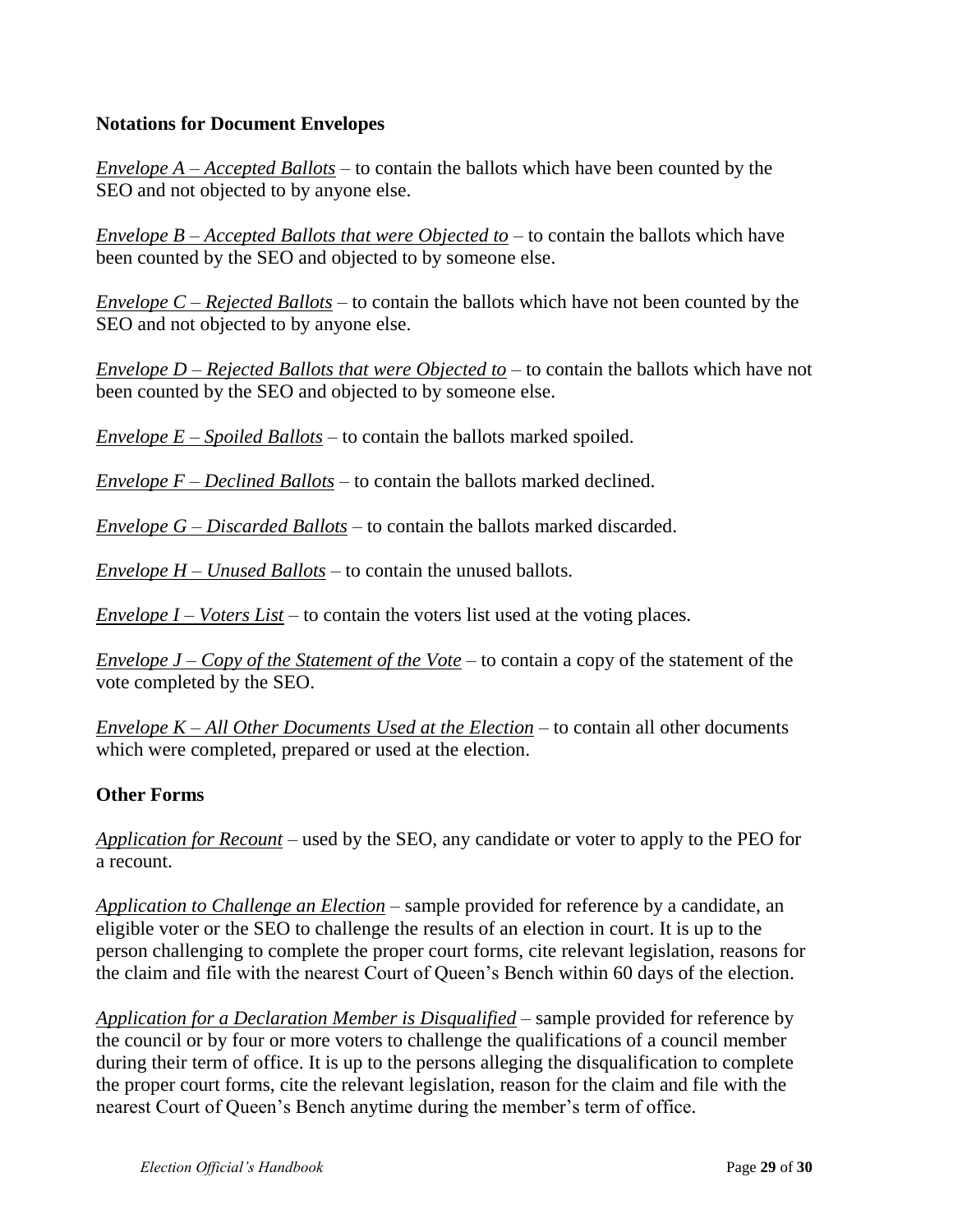### Notations for Document Envelopes

*Envelope A – Accepted Ballots* – to contain the ballots which have been counted by the SEO and not objected to by anyone else.

*Envelope B – Accepted Ballots that were Objected to* – to contain the ballots which have been counted by the SEO and objected to by someone else.

*Envelope C – Rejected Ballots* – to contain the ballots which have not been counted by the SEO and not objected to by anyone else.

*Envelope D – Rejected Ballots that were Objected to* – to contain the ballots which have not been counted by the SEO and objected to by someone else.

*Envelope E – Spoiled Ballots* – to contain the ballots marked spoiled.

*Envelope F – Declined Ballots* – to contain the ballots marked declined.

*Envelope G – Discarded Ballots* – to contain the ballots marked discarded.

*Envelope H – Unused Ballots* – to contain the unused ballots.

*Envelope I – Voters List* – to contain the voters list used at the voting places.

*Envelope J – Copy of the Statement of the Vote* – to contain a copy of the statement of the vote completed by the SEO.

*Envelope K – All Other Documents Used at the Election* – to contain all other documents which were completed, prepared or used at the election.

### Other Forms

*Application for Recount* – used by the SEO, any candidate or voter to apply to the PEO for a recount.

*Application to Challenge an Election* – sample provided for reference by a candidate, an eligible voter or the SEO to challenge the results of an election in court. It is up to the person challenging to complete the proper court forms, cite relevant legislation, reasons for the claim and file with the nearest Court of Queen's Bench within 60 days of the election.

*Application for a Declaration Member is Disqualified* – sample provided for reference by the council or by four or more voters to challenge the qualifications of a council member during their term of office. It is up to the persons alleging the disqualification to complete the proper court forms, cite the relevant legislation, reason for the claim and file with the nearest Court of Queen's Bench anytime during the member's term of office.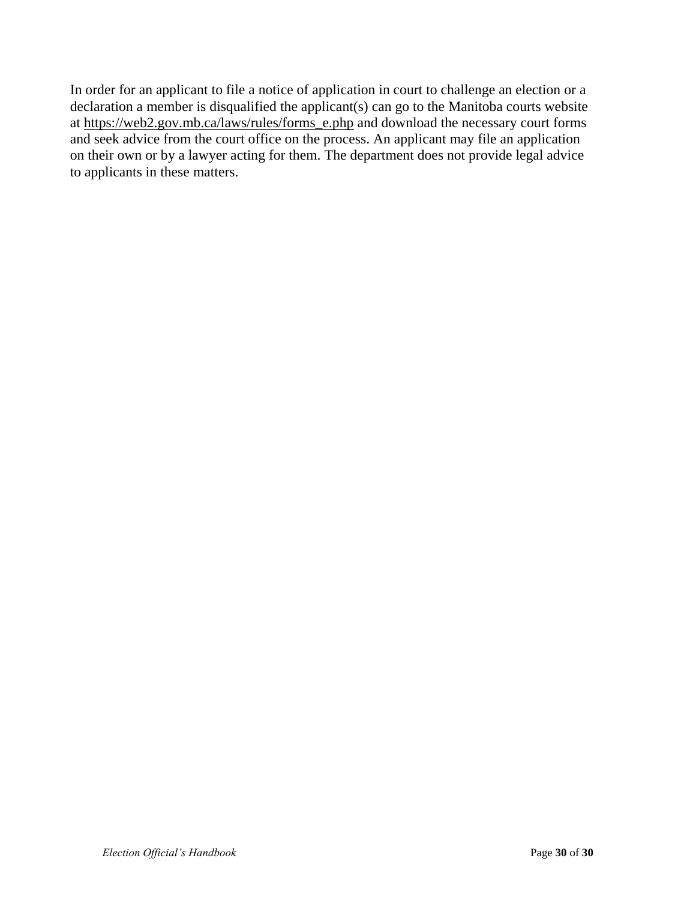In order for an applicant to file a notice of application in court to challenge an election or a declaration a member is disqualified the applicant(s) can go to the Manitoba courts website at https://web2.gov.mb.ca/laws/rules/forms_e.php and download the necessary court forms and seek advice from the court office on the process. An applicant may file an application on their own or by a lawyer acting for them. The department does not provide legal advice to applicants in these matters.